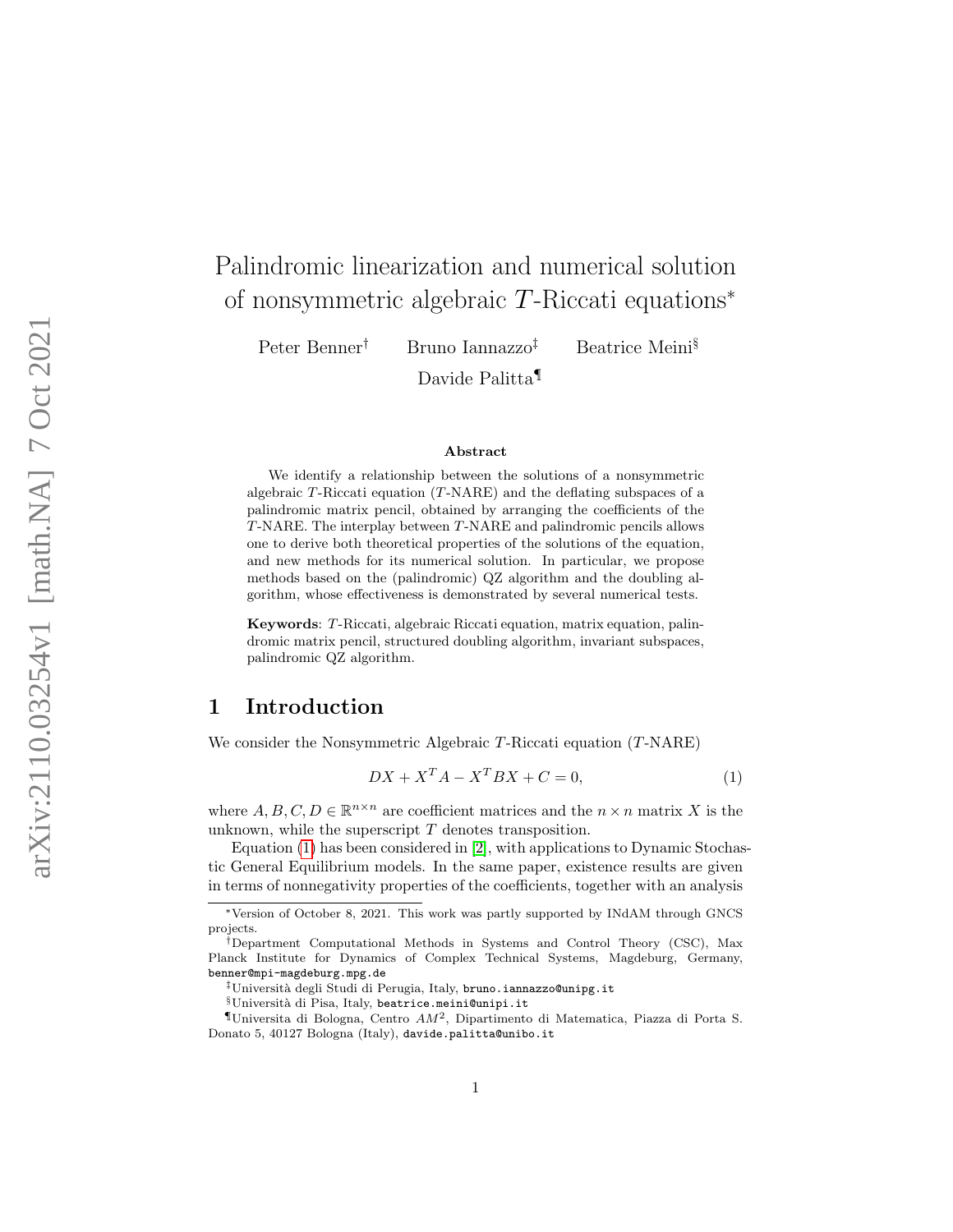# Palindromic linearization and numerical solution of nonsymmetric algebraic $T$-Riccati equations*

Peter Benner[†] Bruno Iannazzo[‡] Beatrice Meini[§] Davide Palitta[¶]

### Abstract

We identify a relationship between the solutions of a nonsymmetric algebraic $T$-Riccati equation ($T$-NARE) and the deflating subspaces of a palindromic matrix pencil, obtained by arranging the coefficients of the $T$-NARE. The interplay between $T$-NARE and palindromic pencils allows one to derive both theoretical properties of the solutions of the equation, and new methods for its numerical solution. In particular, we propose methods based on the (palindromic) QZ algorithm and the doubling algorithm, whose effectiveness is demonstrated by several numerical tests.

**Keywords**: $T$-Riccati, algebraic Riccati equation, matrix equation, palindromic matrix pencil, structured doubling algorithm, invariant subspaces, palindromic QZ algorithm.

## 1 Introduction

We consider the Nonsymmetric Algebraic $T$-Riccati equation ($T$-NARE)

$$DX + X^T A - X^T BX + C = 0, \tag{1}$$

where $A, B, C, D \in \mathbb{R}^{n\times n}$ are coefficient matrices and the $n \times n$ matrix $X$ is the unknown, while the superscript $T$ denotes transposition.

Equation (1) has been considered in [2], with applications to Dynamic Stochastic General Equilibrium models. In the same paper, existence results are given in terms of nonnegativity properties of the coefficients, together with an analysis

---

*Version of October 8, 2021. This work was partly supported by INdAM through GNCS projects.

[†]Department Computational Methods in Systems and Control Theory (CSC), Max Planck Institute for Dynamics of Complex Technical Systems, Magdeburg, Germany, benner@mpi-magdeburg.mpg.de

[‡]Università degli Studi di Perugia, Italy, bruno.iannazzo@unipg.it

[§]Università di Pisa, Italy, beatrice.meini@unipi.it

[¶]Universita di Bologna, Centro $AM^2$, Dipartimento di Matematica, Piazza di Porta S. Donato 5, 40127 Bologna (Italy), davide.palitta@unibo.it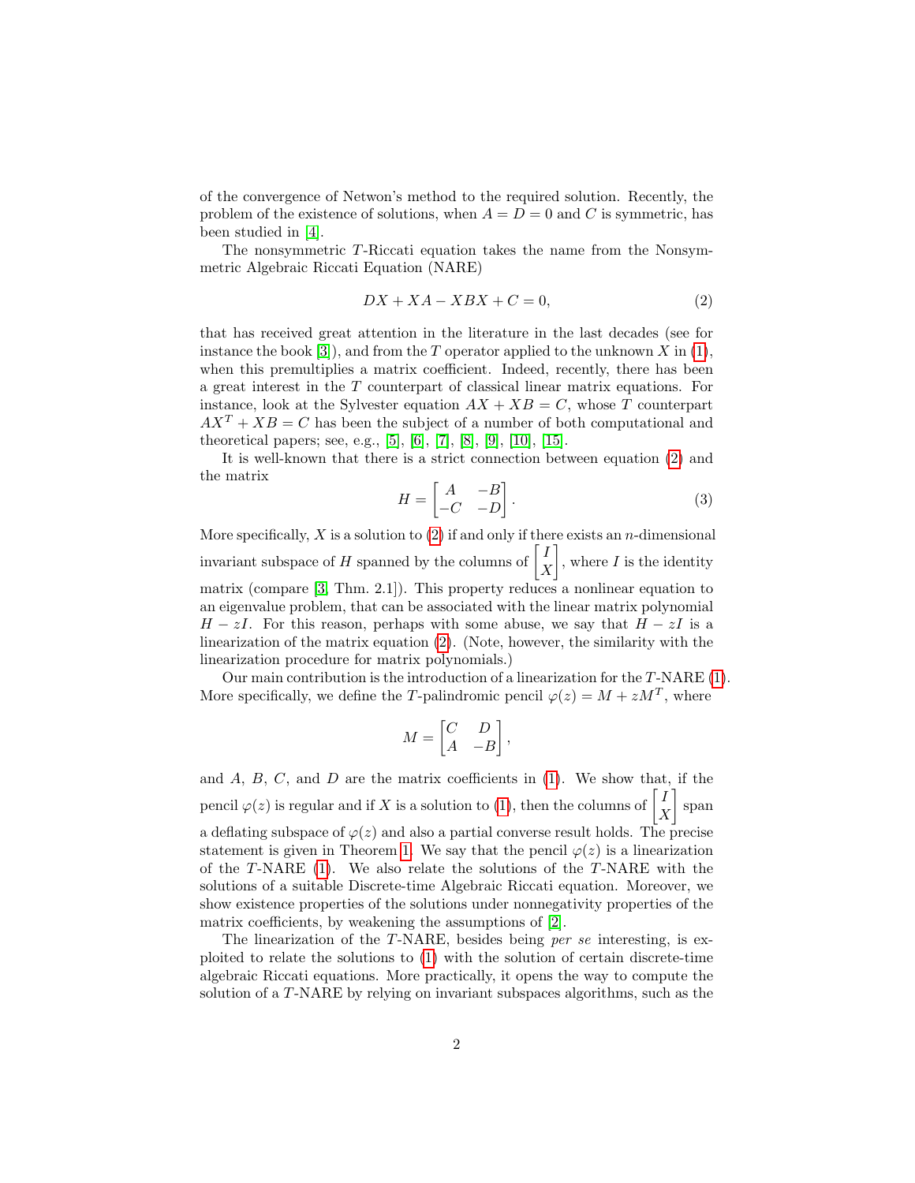of the convergence of Netwon's method to the required solution. Recently, the problem of the existence of solutions, when $A = D = 0$ and $C$ is symmetric, has been studied in [4].

The nonsymmetric $T$-Riccati equation takes the name from the Nonsymmetric Algebraic Riccati Equation (NARE)

$$DX + XA - XBX + C = 0, \tag{2}$$

that has received great attention in the literature in the last decades (see for instance the book [3]), and from the $T$ operator applied to the unknown $X$ in (1), when this premultiplies a matrix coefficient. Indeed, recently, there has been a great interest in the $T$ counterpart of classical linear matrix equations. For instance, look at the Sylvester equation $AX + XB = C$, whose $T$ counterpart $AX^T + XB = C$ has been the subject of a number of both computational and theoretical papers; see, e.g., [5], [6], [7], [8], [9], [10], [15].

It is well-known that there is a strict connection between equation (2) and the matrix

$$H = \begin{bmatrix} A & -B \\ -C & -D \end{bmatrix}. \tag{3}$$

More specifically, $X$ is a solution to (2) if and only if there exists an $n$-dimensional invariant subspace of $H$ spanned by the columns of $\begin{bmatrix} I \\ X \end{bmatrix}$, where $I$ is the identity matrix (compare [3, Thm. 2.1]). This property reduces a nonlinear equation to an eigenvalue problem, that can be associated with the linear matrix polynomial $H - zI$. For this reason, perhaps with some abuse, we say that $H - zI$ is a linearization of the matrix equation (2). (Note, however, the similarity with the linearization procedure for matrix polynomials.)

Our main contribution is the introduction of a linearization for the $T$-NARE (1). More specifically, we define the $T$-palindromic pencil $\varphi(z) = M + zM^T$, where

$$M = \begin{bmatrix} C & D \\ A & -B \end{bmatrix},$$

and $A$, $B$, $C$, and $D$ are the matrix coefficients in (1). We show that, if the pencil $\varphi(z)$ is regular and if $X$ is a solution to (1), then the columns of $\begin{bmatrix} I \\ X \end{bmatrix}$ span a deflating subspace of $\varphi(z)$ and also a partial converse result holds. The precise statement is given in Theorem 1. We say that the pencil $\varphi(z)$ is a linearization of the $T$-NARE (1). We also relate the solutions of the $T$-NARE with the solutions of a suitable Discrete-time Algebraic Riccati equation. Moreover, we show existence properties of the solutions under nonnegativity properties of the matrix coefficients, by weakening the assumptions of [2].

The linearization of the $T$-NARE, besides being *per se* interesting, is exploited to relate the solutions to (1) with the solution of certain discrete-time algebraic Riccati equations. More practically, it opens the way to compute the solution of a $T$-NARE by relying on invariant subspaces algorithms, such as the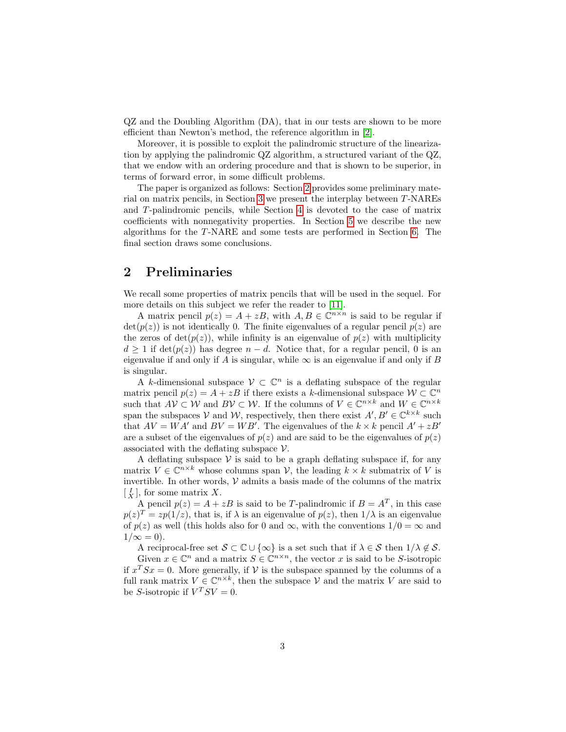QZ and the Doubling Algorithm (DA), that in our tests are shown to be more efficient than Newton's method, the reference algorithm in [2].

Moreover, it is possible to exploit the palindromic structure of the linearization by applying the palindromic QZ algorithm, a structured variant of the QZ, that we endow with an ordering procedure and that is shown to be superior, in terms of forward error, in some difficult problems.

The paper is organized as follows: Section 2 provides some preliminary material on matrix pencils, in Section 3 we present the interplay between $T$-NAREs and $T$-palindromic pencils, while Section 4 is devoted to the case of matrix coefficients with nonnegativity properties. In Section 5 we describe the new algorithms for the $T$-NARE and some tests are performed in Section 6. The final section draws some conclusions.

## 2 Preliminaries

We recall some properties of matrix pencils that will be used in the sequel. For more details on this subject we refer the reader to [11].

A matrix pencil $p(z) = A + zB$, with $A, B \in \mathbb{C}^{n\times n}$ is said to be regular if $\det(p(z))$ is not identically 0. The finite eigenvalues of a regular pencil $p(z)$ are the zeros of $\det(p(z))$, while infinity is an eigenvalue of $p(z)$ with multiplicity $d \geq 1$ if $\det(p(z))$ has degree $n - d$. Notice that, for a regular pencil, 0 is an eigenvalue if and only if $A$ is singular, while $\infty$ is an eigenvalue if and only if $B$ is singular.

A $k$-dimensional subspace $\mathcal{V} \subset \mathbb{C}^n$ is a deflating subspace of the regular matrix pencil $p(z) = A + zB$ if there exists a $k$-dimensional subspace $\mathcal{W} \subset \mathbb{C}^n$ such that $A\mathcal{V} \subset \mathcal{W}$ and $B\mathcal{V} \subset \mathcal{W}$. If the columns of $V \in \mathbb{C}^{n\times k}$ and $W \in \mathbb{C}^{n\times k}$ span the subspaces $\mathcal{V}$ and $\mathcal{W}$, respectively, then there exist $A', B' \in \mathbb{C}^{k\times k}$ such that $AV = WA'$ and $BV = WB'$. The eigenvalues of the $k \times k$ pencil $A' + zB'$ are a subset of the eigenvalues of $p(z)$ and are said to be the eigenvalues of $p(z)$ associated with the deflating subspace $\mathcal{V}$.

A deflating subspace $\mathcal{V}$ is said to be a graph deflating subspace if, for any matrix $V \in \mathbb{C}^{n\times k}$ whose columns span $\mathcal{V}$, the leading $k \times k$ submatrix of $V$ is invertible. In other words, $\mathcal{V}$ admits a basis made of the columns of the matrix $\left[\begin{smallmatrix} I \\ X \end{smallmatrix}\right]$, for some matrix $X$.

A pencil $p(z) = A + zB$ is said to be $T$-palindromic if $B = A^T$, in this case $p(z)^T = zp(1/z)$, that is, if $\lambda$ is an eigenvalue of $p(z)$, then $1/\lambda$ is an eigenvalue of $p(z)$ as well (this holds also for 0 and $\infty$, with the conventions $1/0 = \infty$ and $1/\infty = 0$).

A reciprocal-free set $\mathcal{S} \subset \mathbb{C} \cup \{\infty\}$ is a set such that if $\lambda \in \mathcal{S}$ then $1/\lambda \notin \mathcal{S}$.

Given $x \in \mathbb{C}^n$ and a matrix $S \in \mathbb{C}^{n\times n}$, the vector $x$ is said to be $S$-isotropic if $x^T Sx = 0$. More generally, if $\mathcal{V}$ is the subspace spanned by the columns of a full rank matrix $V \in \mathbb{C}^{n\times k}$, then the subspace $\mathcal{V}$ and the matrix $V$ are said to be $S$-isotropic if $V^T SV = 0$.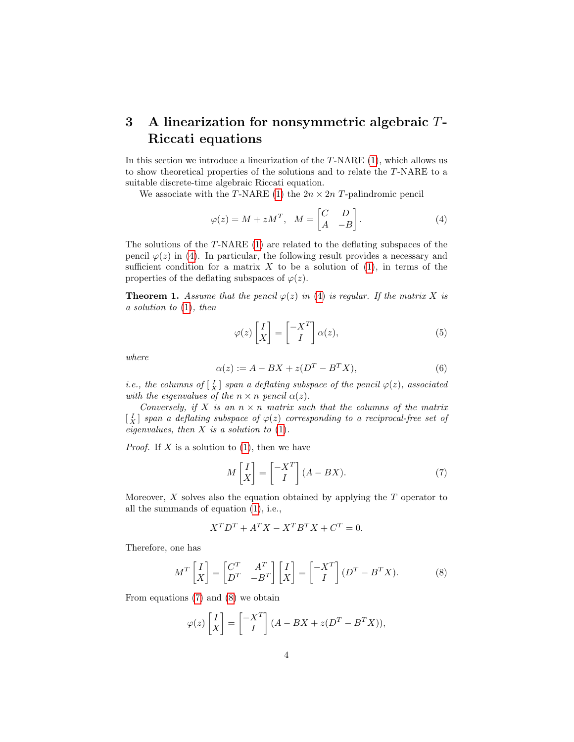## 3 A linearization for nonsymmetric algebraic $T$-Riccati equations

In this section we introduce a linearization of the $T$-NARE (1), which allows us to show theoretical properties of the solutions and to relate the $T$-NARE to a suitable discrete-time algebraic Riccati equation.

We associate with the $T$-NARE (1) the $2n \times 2n$ $T$-palindromic pencil

$$\varphi(z) = M + zM^T, \quad M = \begin{bmatrix} C & D \\ A & -B \end{bmatrix}. \tag{4}$$

The solutions of the $T$-NARE (1) are related to the deflating subspaces of the pencil $\varphi(z)$ in (4). In particular, the following result provides a necessary and sufficient condition for a matrix $X$ to be a solution of (1), in terms of the properties of the deflating subspaces of $\varphi(z)$.

**Theorem 1.** *Assume that the pencil $\varphi(z)$ in (4) is regular. If the matrix $X$ is a solution to (1), then*

$$\varphi(z) \begin{bmatrix} I \\ X \end{bmatrix} = \begin{bmatrix} -X^T \\ I \end{bmatrix} \alpha(z), \tag{5}$$

*where*

$$\alpha(z) := A - BX + z(D^T - B^T X), \tag{6}$$

*i.e., the columns of $\left[\begin{smallmatrix} I \\ X \end{smallmatrix}\right]$ span a deflating subspace of the pencil $\varphi(z)$, associated with the eigenvalues of the $n \times n$ pencil $\alpha(z)$.*

*Conversely, if $X$ is an $n \times n$ matrix such that the columns of the matrix $\left[\begin{smallmatrix} I \\ X \end{smallmatrix}\right]$ span a deflating subspace of $\varphi(z)$ corresponding to a reciprocal-free set of eigenvalues, then $X$ is a solution to (1).*

*Proof.* If $X$ is a solution to (1), then we have

$$M \begin{bmatrix} I \\ X \end{bmatrix} = \begin{bmatrix} -X^T \\ I \end{bmatrix} (A - BX). \tag{7}$$

Moreover, $X$ solves also the equation obtained by applying the $T$ operator to all the summands of equation (1), i.e.,

$$X^T D^T + A^T X - X^T B^T X + C^T = 0.$$

Therefore, one has

$$M^T \begin{bmatrix} I \\ X \end{bmatrix} = \begin{bmatrix} C^T & A^T \\ D^T & -B^T \end{bmatrix} \begin{bmatrix} I \\ X \end{bmatrix} = \begin{bmatrix} -X^T \\ I \end{bmatrix} (D^T - B^T X). \tag{8}$$

From equations (7) and (8) we obtain

$$\varphi(z) \begin{bmatrix} I \\ X \end{bmatrix} = \begin{bmatrix} -X^T \\ I \end{bmatrix} (A - BX + z(D^T - B^T X)),$$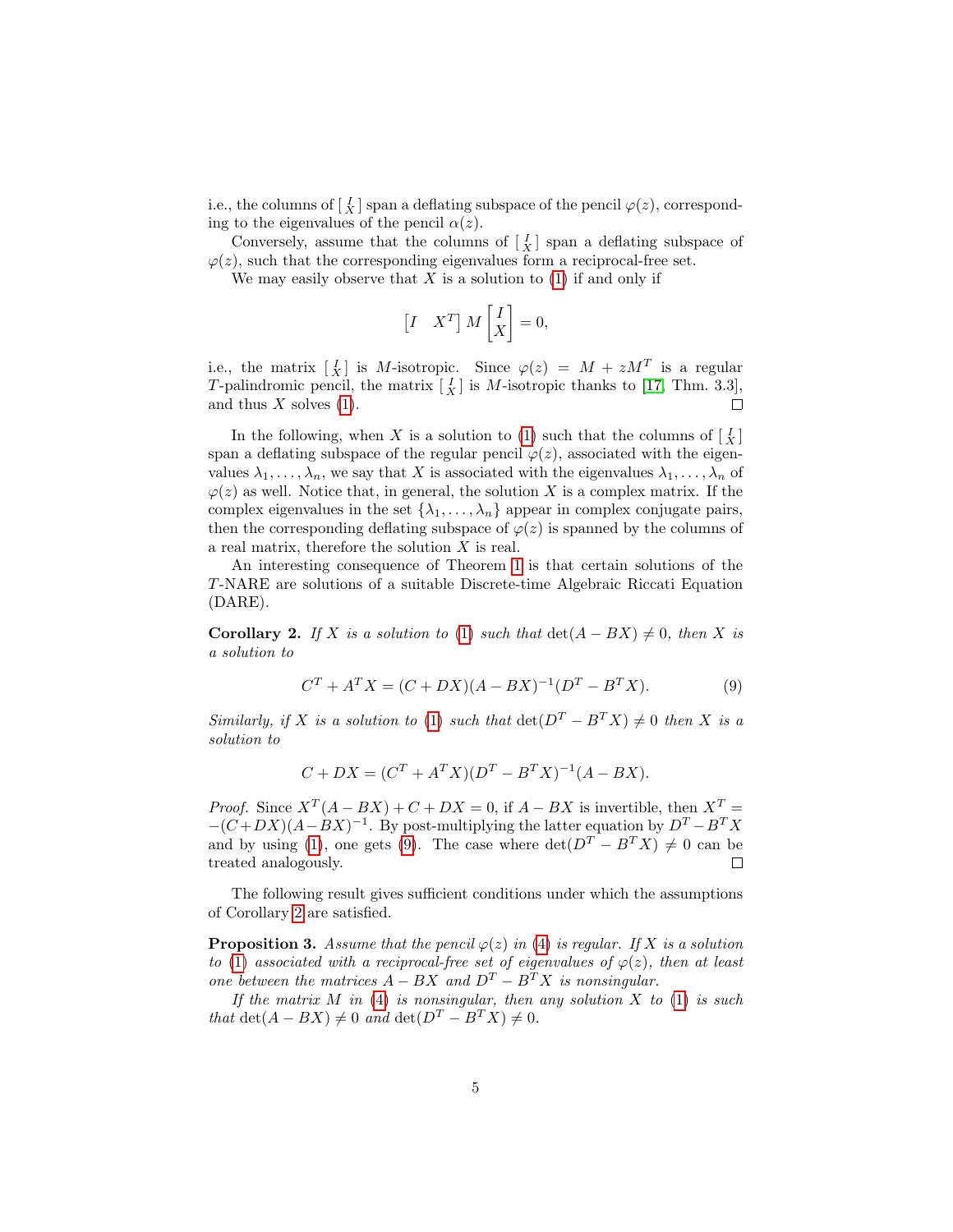i.e., the columns of $\left[\begin{smallmatrix} I \\ X \end{smallmatrix}\right]$ span a deflating subspace of the pencil $\varphi(z)$, corresponding to the eigenvalues of the pencil $\alpha(z)$.

Conversely, assume that the columns of $\left[\begin{smallmatrix} I \\ X \end{smallmatrix}\right]$ span a deflating subspace of $\varphi(z)$, such that the corresponding eigenvalues form a reciprocal-free set.

We may easily observe that $X$ is a solution to (1) if and only if

$$\begin{bmatrix} I & X^T \end{bmatrix} M \begin{bmatrix} I \\ X \end{bmatrix} = 0,$$

i.e., the matrix $\left[\begin{smallmatrix} I \\ X \end{smallmatrix}\right]$ is $M$-isotropic. Since $\varphi(z) = M + zM^T$ is a regular $T$-palindromic pencil, the matrix $\left[\begin{smallmatrix} I \\ X \end{smallmatrix}\right]$ is $M$-isotropic thanks to [17, Thm. 3.3], and thus $X$ solves (1). ◻

In the following, when $X$ is a solution to (1) such that the columns of $\left[\begin{smallmatrix} I \\ X \end{smallmatrix}\right]$ span a deflating subspace of the regular pencil $\varphi(z)$, associated with the eigenvalues $\lambda_1, \ldots, \lambda_n$, we say that $X$ is associated with the eigenvalues $\lambda_1, \ldots, \lambda_n$ of $\varphi(z)$ as well. Notice that, in general, the solution $X$ is a complex matrix. If the complex eigenvalues in the set $\{\lambda_1, \ldots, \lambda_n\}$ appear in complex conjugate pairs, then the corresponding deflating subspace of $\varphi(z)$ is spanned by the columns of a real matrix, therefore the solution $X$ is real.

An interesting consequence of Theorem 1 is that certain solutions of the $T$-NARE are solutions of a suitable Discrete-time Algebraic Riccati Equation (DARE).

**Corollary 2.** *If $X$ is a solution to (1) such that $\det(A - BX) \neq 0$, then $X$ is a solution to*

$$C^T + A^T X = (C + DX)(A - BX)^{-1}(D^T - B^T X). \tag{9}$$

*Similarly, if $X$ is a solution to (1) such that $\det(D^T - B^T X) \neq 0$ then $X$ is a solution to*

$$C + DX = (C^T + A^T X)(D^T - B^T X)^{-1}(A - BX).$$

*Proof.* Since $X^T(A - BX) + C + DX = 0$, if $A - BX$ is invertible, then $X^T = -(C + DX)(A - BX)^{-1}$. By post-multiplying the latter equation by $D^T - B^T X$ and by using (1), one gets (9). The case where $\det(D^T - B^T X) \neq 0$ can be treated analogously. ◻

The following result gives sufficient conditions under which the assumptions of Corollary 2 are satisfied.

**Proposition 3.** *Assume that the pencil $\varphi(z)$ in (4) is regular. If $X$ is a solution to (1) associated with a reciprocal-free set of eigenvalues of $\varphi(z)$, then at least one between the matrices $A - BX$ and $D^T - B^T X$ is nonsingular.*

*If the matrix $M$ in (4) is nonsingular, then any solution $X$ to (1) is such that $\det(A - BX) \neq 0$ and $\det(D^T - B^T X) \neq 0$.*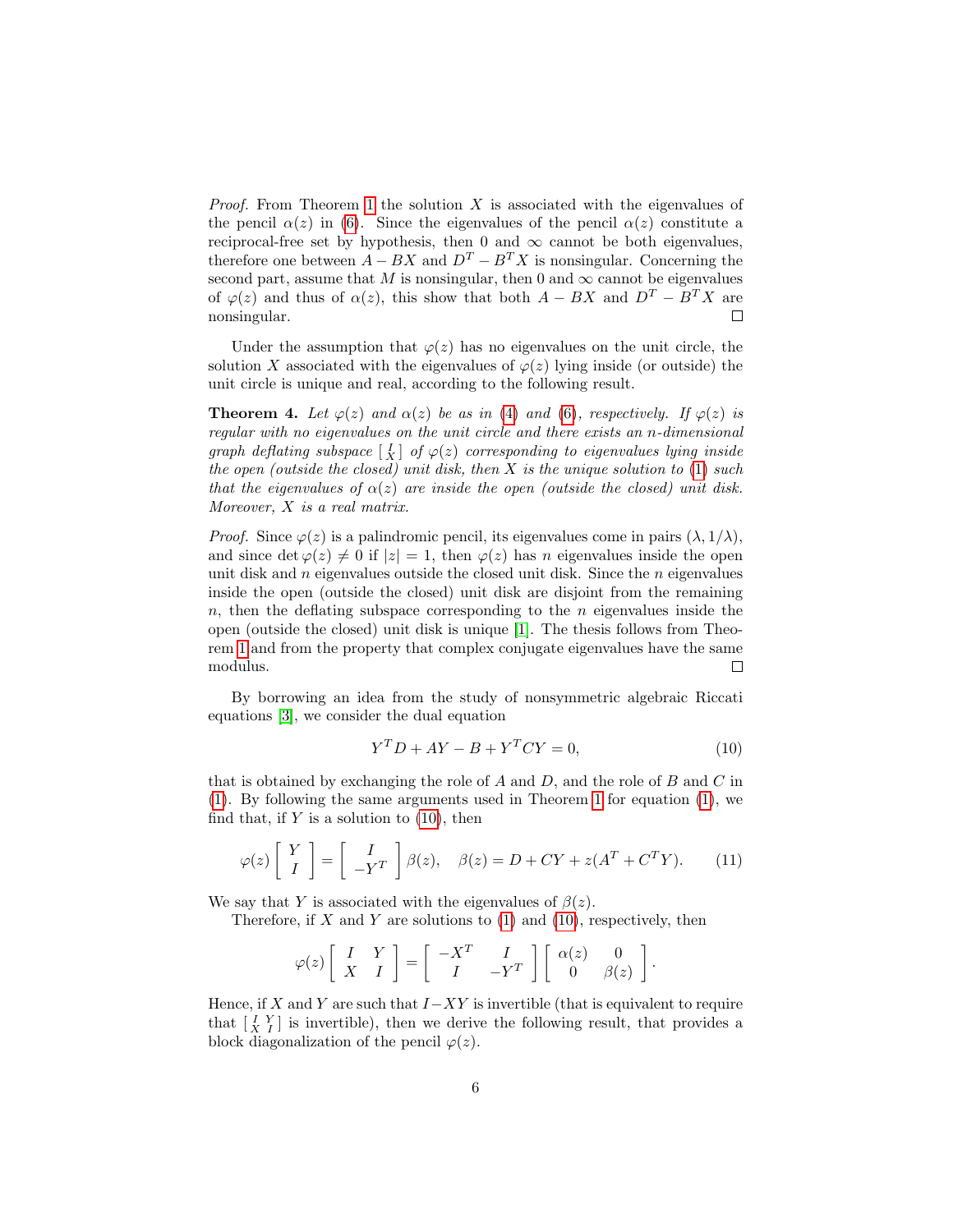*Proof.* From Theorem 1 the solution $X$ is associated with the eigenvalues of the pencil $\alpha(z)$ in (6). Since the eigenvalues of the pencil $\alpha(z)$ constitute a reciprocal-free set by hypothesis, then 0 and $\infty$ cannot be both eigenvalues, therefore one between $A - BX$ and $D^T - B^T X$ is nonsingular. Concerning the second part, assume that $M$ is nonsingular, then 0 and $\infty$ cannot be eigenvalues of $\varphi(z)$ and thus of $\alpha(z)$, this show that both $A - BX$ and $D^T - B^T X$ are nonsingular. $\square$

Under the assumption that $\varphi(z)$ has no eigenvalues on the unit circle, the solution $X$ associated with the eigenvalues of $\varphi(z)$ lying inside (or outside) the unit circle is unique and real, according to the following result.

**Theorem 4.** *Let $\varphi(z)$ and $\alpha(z)$ be as in (4) and (6), respectively. If $\varphi(z)$ is regular with no eigenvalues on the unit circle and there exists an $n$-dimensional graph deflating subspace $\left[\begin{smallmatrix} I \\ X \end{smallmatrix}\right]$ of $\varphi(z)$ corresponding to eigenvalues lying inside the open (outside the closed) unit disk, then $X$ is the unique solution to (1) such that the eigenvalues of $\alpha(z)$ are inside the open (outside the closed) unit disk. Moreover, $X$ is a real matrix.*

*Proof.* Since $\varphi(z)$ is a palindromic pencil, its eigenvalues come in pairs $(\lambda, 1/\lambda)$, and since $\det \varphi(z) \neq 0$ if $|z| = 1$, then $\varphi(z)$ has $n$ eigenvalues inside the open unit disk and $n$ eigenvalues outside the closed unit disk. Since the $n$ eigenvalues inside the open (outside the closed) unit disk are disjoint from the remaining $n$, then the deflating subspace corresponding to the $n$ eigenvalues inside the open (outside the closed) unit disk is unique [1]. The thesis follows from Theorem 1 and from the property that complex conjugate eigenvalues have the same modulus. $\square$

By borrowing an idea from the study of nonsymmetric algebraic Riccati equations [3], we consider the dual equation

$$Y^T D + AY - B + Y^T C Y = 0, \tag{10}$$

that is obtained by exchanging the role of $A$ and $D$, and the role of $B$ and $C$ in (1). By following the same arguments used in Theorem 1 for equation (1), we find that, if $Y$ is a solution to (10), then

$$\varphi(z) \begin{bmatrix} Y \\ I \end{bmatrix} = \begin{bmatrix} I \\ -Y^T \end{bmatrix} \beta(z), \quad \beta(z) = D + CY + z(A^T + C^T Y). \tag{11}$$

We say that $Y$ is associated with the eigenvalues of $\beta(z)$.

Therefore, if $X$ and $Y$ are solutions to (1) and (10), respectively, then

$$\varphi(z) \begin{bmatrix} I & Y \\ X & I \end{bmatrix} = \begin{bmatrix} -X^T & I \\ I & -Y^T \end{bmatrix} \begin{bmatrix} \alpha(z) & 0 \\ 0 & \beta(z) \end{bmatrix}.$$

Hence, if $X$ and $Y$ are such that $I - XY$ is invertible (that is equivalent to require that $\left[\begin{smallmatrix} I & Y \\ X & I \end{smallmatrix}\right]$ is invertible), then we derive the following result, that provides a block diagonalization of the pencil $\varphi(z)$.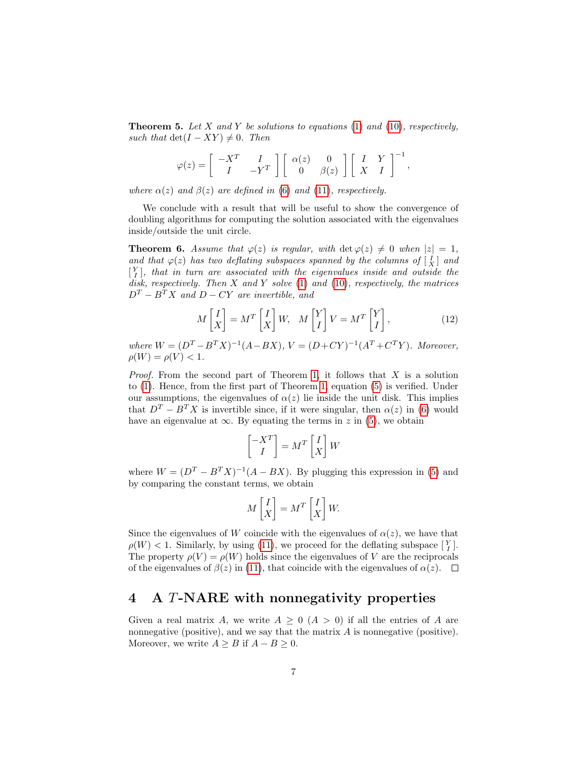**Theorem 5.** *Let $X$ and $Y$ be solutions to equations (1) and (10), respectively, such that $\det(I - XY) \neq 0$. Then*

$$\varphi(z) = \begin{bmatrix} -X^T & I \\ I & -Y^T \end{bmatrix} \begin{bmatrix} \alpha(z) & 0 \\ 0 & \beta(z) \end{bmatrix} \begin{bmatrix} I & Y \\ X & I \end{bmatrix}^{-1},$$

*where $\alpha(z)$ and $\beta(z)$ are defined in (6) and (11), respectively.*

We conclude with a result that will be useful to show the convergence of doubling algorithms for computing the solution associated with the eigenvalues inside/outside the unit circle.

**Theorem 6.** *Assume that $\varphi(z)$ is regular, with $\det \varphi(z) \neq 0$ when $|z| = 1$, and that $\varphi(z)$ has two deflating subspaces spanned by the columns of $\left[\begin{smallmatrix} I \\ X \end{smallmatrix}\right]$ and $\left[\begin{smallmatrix} Y \\ I \end{smallmatrix}\right]$, that in turn are associated with the eigenvalues inside and outside the disk, respectively. Then $X$ and $Y$ solve (1) and (10), respectively, the matrices $D^T - B^T X$ and $D - CY$ are invertible, and*

$$M \begin{bmatrix} I \\ X \end{bmatrix} = M^T \begin{bmatrix} I \\ X \end{bmatrix} W, \quad M \begin{bmatrix} Y \\ I \end{bmatrix} V = M^T \begin{bmatrix} Y \\ I \end{bmatrix}, \tag{12}$$

*where $W = (D^T - B^T X)^{-1}(A - BX)$, $V = (D + CY)^{-1}(A^T + C^T Y)$. Moreover, $\rho(W) = \rho(V) < 1$.*

*Proof.* From the second part of Theorem 1, it follows that $X$ is a solution to (1). Hence, from the first part of Theorem 1, equation (5) is verified. Under our assumptions, the eigenvalues of $\alpha(z)$ lie inside the unit disk. This implies that $D^T - B^T X$ is invertible since, if it were singular, then $\alpha(z)$ in (6) would have an eigenvalue at $\infty$. By equating the terms in $z$ in (5), we obtain

$$\begin{bmatrix} -X^T \\ I \end{bmatrix} = M^T \begin{bmatrix} I \\ X \end{bmatrix} W$$

where $W = (D^T - B^T X)^{-1}(A - BX)$. By plugging this expression in (5) and by comparing the constant terms, we obtain

$$M \begin{bmatrix} I \\ X \end{bmatrix} = M^T \begin{bmatrix} I \\ X \end{bmatrix} W.$$

Since the eigenvalues of $W$ coincide with the eigenvalues of $\alpha(z)$, we have that $\rho(W) < 1$. Similarly, by using (11), we proceed for the deflating subspace $\left[\begin{smallmatrix} Y \\ I \end{smallmatrix}\right]$. The property $\rho(V) = \rho(W)$ holds since the eigenvalues of $V$ are the reciprocals of the eigenvalues of $\beta(z)$ in (11), that coincide with the eigenvalues of $\alpha(z)$. $\square$

# 4 A $T$-NARE with nonnegativity properties

Given a real matrix $A$, we write $A \geq 0$ ($A > 0$) if all the entries of $A$ are nonnegative (positive), and we say that the matrix $A$ is nonnegative (positive). Moreover, we write $A \geq B$ if $A - B \geq 0$.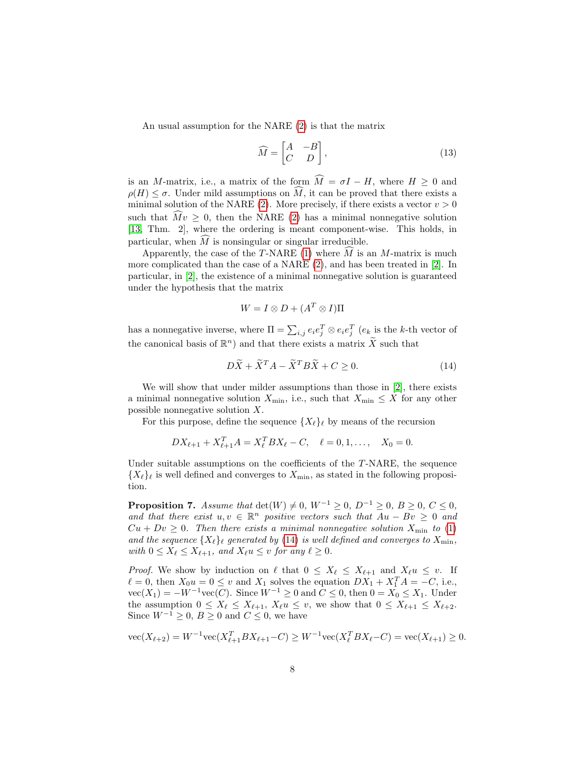An usual assumption for the NARE (2) is that the matrix

$$\widehat{M} = \begin{bmatrix} A & -B \\ C & D \end{bmatrix}, \tag{13}$$

is an $M$-matrix, i.e., a matrix of the form $\widehat{M} = \sigma I - H$, where $H \geq 0$ and $\rho(H) \leq \sigma$. Under mild assumptions on $\widehat{M}$, it can be proved that there exists a minimal solution of the NARE (2). More precisely, if there exists a vector $v > 0$ such that $\widehat{M}v \geq 0$, then the NARE (2) has a minimal nonnegative solution [13, Thm. 2], where the ordering is meant component-wise. This holds, in particular, when $\widehat{M}$ is nonsingular or singular irreducible.

Apparently, the case of the $T$-NARE (1) where $\widehat{M}$ is an $M$-matrix is much more complicated than the case of a NARE (2), and has been treated in [2]. In particular, in [2], the existence of a minimal nonnegative solution is guaranteed under the hypothesis that the matrix

$$W = I \otimes D + (A^T \otimes I)\Pi$$

has a nonnegative inverse, where $\Pi = \sum_{i,j} e_i e_j^T \otimes e_i e_j^T$ ($e_k$ is the $k$-th vector of the canonical basis of $\mathbb{R}^n$) and that there exists a matrix $\widetilde{X}$ such that

$$D\widetilde{X} + \widetilde{X}^T A - \widetilde{X}^T B \widetilde{X} + C \geq 0. \tag{14}$$

We will show that under milder assumptions than those in [2], there exists a minimal nonnegative solution $X_{\min}$, i.e., such that $X_{\min} \leq X$ for any other possible nonnegative solution $X$.

For this purpose, define the sequence $\{X_\ell\}_\ell$ by means of the recursion

$$DX_{\ell+1} + X_{\ell+1}^T A = X_\ell^T B X_\ell - C, \quad \ell = 0, 1, \ldots, \quad X_0 = 0.$$

Under suitable assumptions on the coefficients of the $T$-NARE, the sequence $\{X_\ell\}_\ell$ is well defined and converges to $X_{\min}$, as stated in the following proposition.

**Proposition 7.** *Assume that* $\det(W) \neq 0$, $W^{-1} \geq 0$, $D^{-1} \geq 0$, $B \geq 0$, $C \leq 0$, *and that there exist* $u, v \in \mathbb{R}^n$ *positive vectors such that* $Au - Bv \geq 0$ *and* $Cu + Dv \geq 0$. *Then there exists a minimal nonnegative solution* $X_{\min}$ *to* (1) *and the sequence* $\{X_\ell\}_\ell$ *generated by* (14) *is well defined and converges to* $X_{\min}$, *with* $0 \leq X_\ell \leq X_{\ell+1}$, *and* $X_\ell u \leq v$ *for any* $\ell \geq 0$.

*Proof.* We show by induction on $\ell$ that $0 \leq X_\ell \leq X_{\ell+1}$ and $X_\ell u \leq v$. If $\ell = 0$, then $X_0 u = 0 \leq v$ and $X_1$ solves the equation $DX_1 + X_1^T A = -C$, i.e., $\mathrm{vec}(X_1) = -W^{-1}\mathrm{vec}(C)$. Since $W^{-1} \geq 0$ and $C \leq 0$, then $0 = X_0 \leq X_1$. Under the assumption $0 \leq X_\ell \leq X_{\ell+1}$, $X_\ell u \leq v$, we show that $0 \leq X_{\ell+1} \leq X_{\ell+2}$. Since $W^{-1} \geq 0$, $B \geq 0$ and $C \leq 0$, we have

$$\mathrm{vec}(X_{\ell+2}) = W^{-1}\mathrm{vec}(X_{\ell+1}^T B X_{\ell+1} - C) \geq W^{-1}\mathrm{vec}(X_\ell^T B X_\ell - C) = \mathrm{vec}(X_{\ell+1}) \geq 0.$$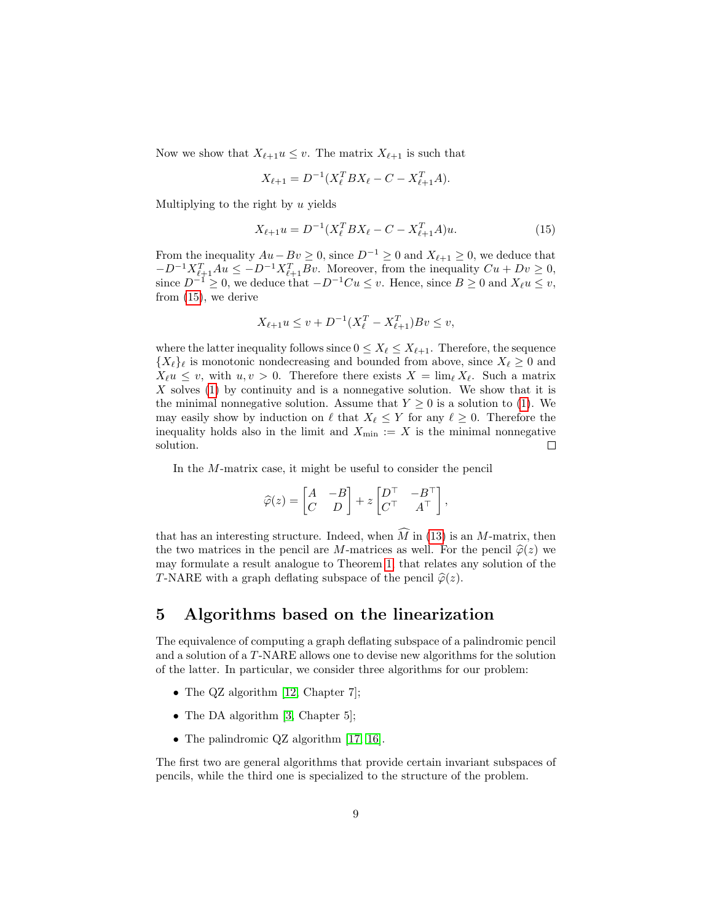Now we show that $X_{\ell+1}u \le v$. The matrix $X_{\ell+1}$ is such that

$$X_{\ell+1} = D^{-1}(X_\ell^T B X_\ell - C - X_{\ell+1}^T A).$$

Multiplying to the right by $u$ yields

$$X_{\ell+1}u = D^{-1}(X_\ell^T B X_\ell - C - X_{\ell+1}^T A)u. \tag{15}$$

From the inequality $Au - Bv \ge 0$, since $D^{-1} \ge 0$ and $X_{\ell+1} \ge 0$, we deduce that $-D^{-1}X_{\ell+1}^T Au \le -D^{-1}X_{\ell+1}^T Bv$. Moreover, from the inequality $Cu + Dv \ge 0$, since $D^{-1} \ge 0$, we deduce that $-D^{-1}Cu \le v$. Hence, since $B \ge 0$ and $X_\ell u \le v$, from (15), we derive

$$X_{\ell+1}u \le v + D^{-1}(X_\ell^T - X_{\ell+1}^T)Bv \le v,$$

where the latter inequality follows since $0 \le X_\ell \le X_{\ell+1}$. Therefore, the sequence $\{X_\ell\}_\ell$ is monotonic nondecreasing and bounded from above, since $X_\ell \ge 0$ and $X_\ell u \le v$, with $u, v > 0$. Therefore there exists $X = \lim_\ell X_\ell$. Such a matrix $X$ solves (1) by continuity and is a nonnegative solution. We show that it is the minimal nonnegative solution. Assume that $Y \ge 0$ is a solution to (1). We may easily show by induction on $\ell$ that $X_\ell \le Y$ for any $\ell \ge 0$. Therefore the inequality holds also in the limit and $X_{\min} := X$ is the minimal nonnegative solution. □

In the $M$-matrix case, it might be useful to consider the pencil

$$\widehat{\varphi}(z) = \begin{bmatrix} A & -B \\ C & D \end{bmatrix} + z \begin{bmatrix} D^\top & -B^\top \\ C^\top & A^\top \end{bmatrix},$$

that has an interesting structure. Indeed, when $\widehat{M}$ in (13) is an $M$-matrix, then the two matrices in the pencil are $M$-matrices as well. For the pencil $\widehat{\varphi}(z)$ we may formulate a result analogue to Theorem 1 that relates any solution of the $T$-NARE with a graph deflating subspace of the pencil $\widehat{\varphi}(z)$.

# 5 Algorithms based on the linearization

The equivalence of computing a graph deflating subspace of a palindromic pencil and a solution of a $T$-NARE allows one to devise new algorithms for the solution of the latter. In particular, we consider three algorithms for our problem:

- The QZ algorithm [12, Chapter 7];
- The DA algorithm [3, Chapter 5];
- The palindromic QZ algorithm [17, 16].

The first two are general algorithms that provide certain invariant subspaces of pencils, while the third one is specialized to the structure of the problem.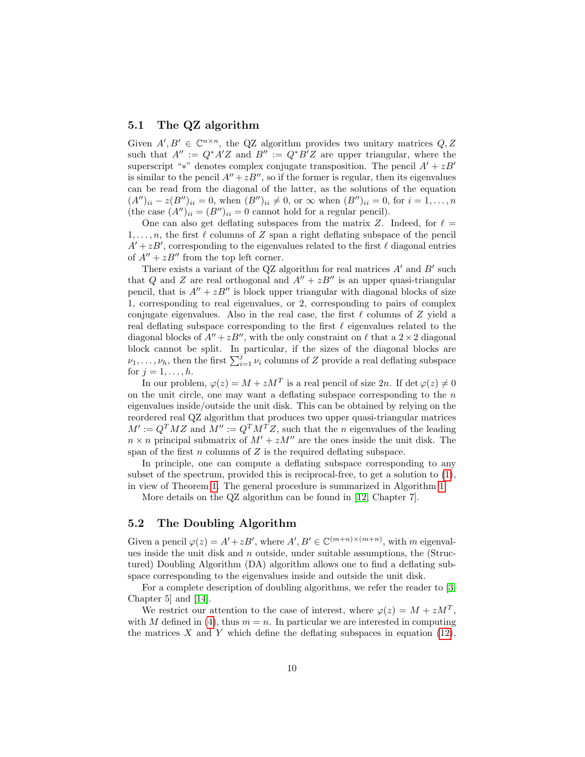### 5.1 The QZ algorithm

Given $A', B' \in \mathbb{C}^{n\times n}$, the QZ algorithm provides two unitary matrices $Q, Z$ such that $A'' := Q^*A'Z$ and $B'' := Q^*B'Z$ are upper triangular, where the superscript "$*$" denotes complex conjugate transposition. The pencil $A' + zB'$ is similar to the pencil $A'' + zB''$, so if the former is regular, then its eigenvalues can be read from the diagonal of the latter, as the solutions of the equation $(A'')_{ii} - z(B'')_{ii} = 0$, when $(B'')_{ii} \neq 0$, or $\infty$ when $(B'')_{ii} = 0$, for $i = 1, \ldots, n$ (the case $(A'')_{ii} = (B'')_{ii} = 0$ cannot hold for a regular pencil).

One can also get deflating subspaces from the matrix $Z$. Indeed, for $\ell = 1, \ldots, n$, the first $\ell$ columns of $Z$ span a right deflating subspace of the pencil $A' + zB'$, corresponding to the eigenvalues related to the first $\ell$ diagonal entries of $A'' + zB''$ from the top left corner.

There exists a variant of the QZ algorithm for real matrices $A'$ and $B'$ such that $Q$ and $Z$ are real orthogonal and $A'' + zB''$ is an upper quasi-triangular pencil, that is $A'' + zB''$ is block upper triangular with diagonal blocks of size 1, corresponding to real eigenvalues, or 2, corresponding to pairs of complex conjugate eigenvalues. Also in the real case, the first $\ell$ columns of $Z$ yield a real deflating subspace corresponding to the first $\ell$ eigenvalues related to the diagonal blocks of $A'' + zB''$, with the only constraint on $\ell$ that a $2 \times 2$ diagonal block cannot be split. In particular, if the sizes of the diagonal blocks are $\nu_1, \ldots, \nu_h$, then the first $\sum_{i=1}^{j} \nu_i$ columns of $Z$ provide a real deflating subspace for $j = 1, \ldots, h$.

In our problem, $\varphi(z) = M + zM^T$ is a real pencil of size $2n$. If $\det \varphi(z) \neq 0$ on the unit circle, one may want a deflating subspace corresponding to the $n$ eigenvalues inside/outside the unit disk. This can be obtained by relying on the reordered real QZ algorithm that produces two upper quasi-triangular matrices $M' := Q^T MZ$ and $M'' := Q^T M^T Z$, such that the $n$ eigenvalues of the leading $n \times n$ principal submatrix of $M' + zM''$ are the ones inside the unit disk. The span of the first $n$ columns of $Z$ is the required deflating subspace.

In principle, one can compute a deflating subspace corresponding to any subset of the spectrum, provided this is reciprocal-free, to get a solution to (1), in view of Theorem 1. The general procedure is summarized in Algorithm 1.

More details on the QZ algorithm can be found in [12, Chapter 7].

### 5.2 The Doubling Algorithm

Given a pencil $\varphi(z) = A' + zB'$, where $A', B' \in \mathbb{C}^{(m+n)\times(m+n)}$, with $m$ eigenvalues inside the unit disk and $n$ outside, under suitable assumptions, the (Structured) Doubling Algorithm (DA) algorithm allows one to find a deflating subspace corresponding to the eigenvalues inside and outside the unit disk.

For a complete description of doubling algorithms, we refer the reader to [3, Chapter 5] and [14].

We restrict our attention to the case of interest, where $\varphi(z) = M + zM^T$, with $M$ defined in (4), thus $m = n$. In particular we are interested in computing the matrices $X$ and $Y$ which define the deflating subspaces in equation (12),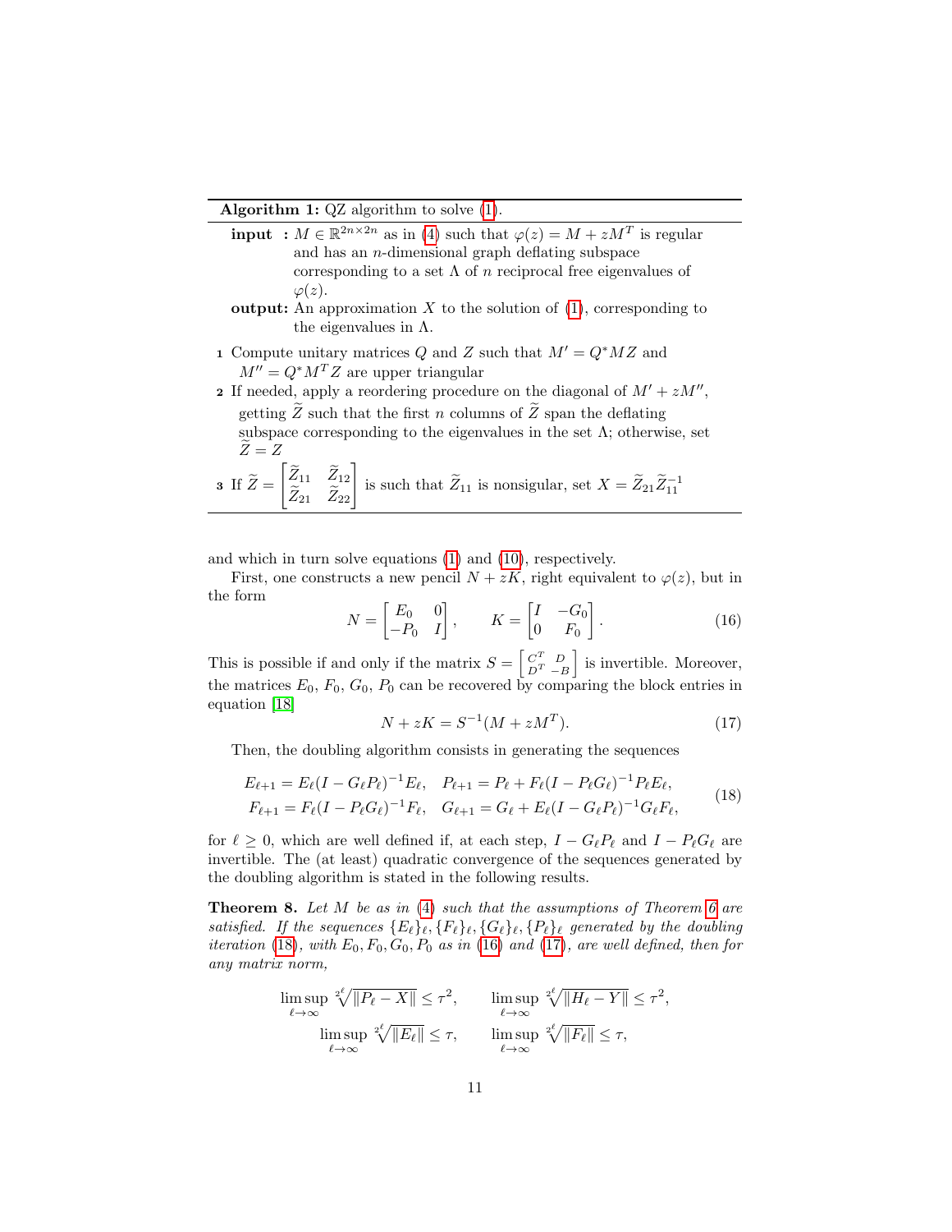**Algorithm 1:** QZ algorithm to solve (1).

**input :** $M \in \mathbb{R}^{2n\times 2n}$ as in (4) such that $\varphi(z) = M + zM^T$ is regular and has an $n$-dimensional graph deflating subspace corresponding to a set $\Lambda$ of $n$ reciprocal free eigenvalues of $\varphi(z)$.

**output:** An approximation $X$ to the solution of (1), corresponding to the eigenvalues in $\Lambda$.

1. Compute unitary matrices $Q$ and $Z$ such that $M' = Q^*MZ$ and $M'' = Q^*M^TZ$ are upper triangular
2. If needed, apply a reordering procedure on the diagonal of $M' + zM''$, getting $\widetilde{Z}$ such that the first $n$ columns of $\widetilde{Z}$ span the deflating subspace corresponding to the eigenvalues in the set $\Lambda$; otherwise, set $\widetilde{Z} = Z$
3. If $\widetilde{Z} = \begin{bmatrix} \widetilde{Z}_{11} & \widetilde{Z}_{12} \\ \widetilde{Z}_{21} & \widetilde{Z}_{22} \end{bmatrix}$ is such that $\widetilde{Z}_{11}$ is nonsingular, set $X = \widetilde{Z}_{21}\widetilde{Z}_{11}^{-1}$

and which in turn solve equations (1) and (10), respectively.

First, one constructs a new pencil $N + zK$, right equivalent to $\varphi(z)$, but in the form

$$N = \begin{bmatrix} E_0 & 0 \\ -P_0 & I \end{bmatrix}, \qquad K = \begin{bmatrix} I & -G_0 \\ 0 & F_0 \end{bmatrix}. \tag{16}$$

This is possible if and only if the matrix $S = \left[\begin{smallmatrix} C^T & D \\ D^T & -B \end{smallmatrix}\right]$ is invertible. Moreover, the matrices $E_0$, $F_0$, $G_0$, $P_0$ can be recovered by comparing the block entries in equation [18]

$$N + zK = S^{-1}(M + zM^T). \tag{17}$$

Then, the doubling algorithm consists in generating the sequences

$$\begin{aligned} E_{\ell+1} &= E_\ell(I - G_\ell P_\ell)^{-1}E_\ell, \quad P_{\ell+1} = P_\ell + F_\ell(I - P_\ell G_\ell)^{-1}P_\ell E_\ell, \\ F_{\ell+1} &= F_\ell(I - P_\ell G_\ell)^{-1}F_\ell, \quad G_{\ell+1} = G_\ell + E_\ell(I - G_\ell P_\ell)^{-1}G_\ell F_\ell, \end{aligned} \tag{18}$$

for $\ell \geq 0$, which are well defined if, at each step, $I - G_\ell P_\ell$ and $I - P_\ell G_\ell$ are invertible. The (at least) quadratic convergence of the sequences generated by the doubling algorithm is stated in the following results.

**Theorem 8.** *Let $M$ be as in (4) such that the assumptions of Theorem 6 are satisfied. If the sequences $\{E_\ell\}_\ell, \{F_\ell\}_\ell, \{G_\ell\}_\ell, \{P_\ell\}_\ell$ generated by the doubling iteration (18), with $E_0, F_0, G_0, P_0$ as in (16) and (17), are well defined, then for any matrix norm,*

$$\limsup_{\ell\to\infty} \sqrt[2^\ell]{\|P_\ell - X\|} \leq \tau^2, \qquad \limsup_{\ell\to\infty} \sqrt[2^\ell]{\|H_\ell - Y\|} \leq \tau^2,$$
$$\limsup_{\ell\to\infty} \sqrt[2^\ell]{\|E_\ell\|} \leq \tau, \qquad \limsup_{\ell\to\infty} \sqrt[2^\ell]{\|F_\ell\|} \leq \tau,$$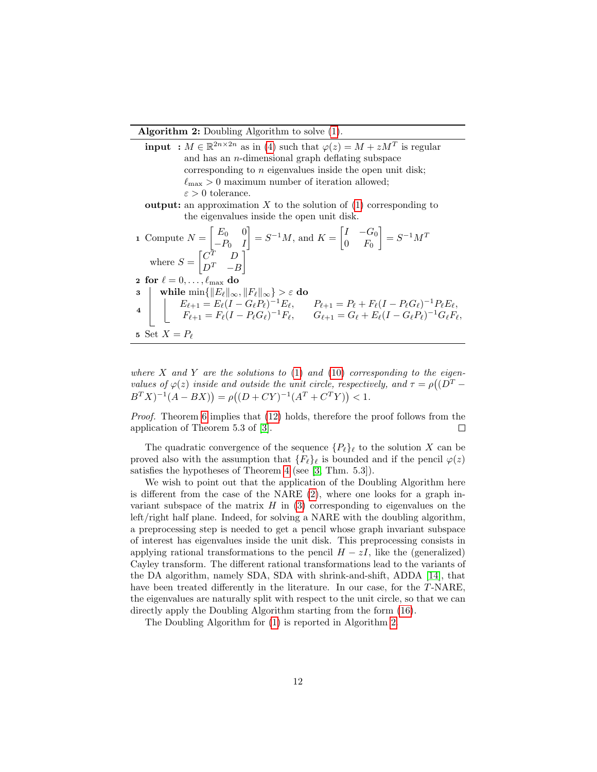**Algorithm 2:** Doubling Algorithm to solve (1).

**input :** $M \in \mathbb{R}^{2n\times 2n}$ as in (4) such that $\varphi(z) = M + zM^T$ is regular and has an $n$-dimensional graph deflating subspace corresponding to $n$ eigenvalues inside the open unit disk; $\ell_{\max} > 0$ maximum number of iteration allowed; $\varepsilon > 0$ tolerance.

**output:** an approximation $X$ to the solution of (1) corresponding to the eigenvalues inside the open unit disk.

1. Compute $N = \begin{bmatrix} E_0 & 0 \\ -P_0 & I \end{bmatrix} = S^{-1}M$, and $K = \begin{bmatrix} I & -G_0 \\ 0 & F_0 \end{bmatrix} = S^{-1}M^T$ where $S = \begin{bmatrix} C^T & D \\ D^T & -B \end{bmatrix}$
2. **for** $\ell = 0, \ldots, \ell_{\max}$ **do**
3. &nbsp;&nbsp;&nbsp;&nbsp;**while** $\min\{\|E_\ell\|_\infty, \|F_\ell\|_\infty\} > \varepsilon$ **do**
4. &nbsp;&nbsp;&nbsp;&nbsp;&nbsp;&nbsp;&nbsp;&nbsp;$E_{\ell+1} = E_\ell(I - G_\ell P_\ell)^{-1}E_\ell, \qquad P_{\ell+1} = P_\ell + F_\ell(I - P_\ell G_\ell)^{-1}P_\ell E_\ell,$
   &nbsp;&nbsp;&nbsp;&nbsp;&nbsp;&nbsp;&nbsp;&nbsp;$F_{\ell+1} = F_\ell(I - P_\ell G_\ell)^{-1}F_\ell, \qquad G_{\ell+1} = G_\ell + E_\ell(I - G_\ell P_\ell)^{-1}G_\ell F_\ell,$
5. Set $X = P_\ell$

*where $X$ and $Y$ are the solutions to (1) and (10) corresponding to the eigenvalues of $\varphi(z)$ inside and outside the unit circle, respectively, and $\tau = \rho\big((D^T - B^T X)^{-1}(A - BX)\big) = \rho\big((D + CY)^{-1}(A^T + C^T Y)\big) < 1$.*

*Proof.* Theorem 6 implies that (12) holds, therefore the proof follows from the application of Theorem 5.3 of [3]. □

The quadratic convergence of the sequence $\{P_\ell\}_\ell$ to the solution $X$ can be proved also with the assumption that $\{F_\ell\}_\ell$ is bounded and if the pencil $\varphi(z)$ satisfies the hypotheses of Theorem 4 (see [3, Thm. 5.3]).

We wish to point out that the application of the Doubling Algorithm here is different from the case of the NARE (2), where one looks for a graph invariant subspace of the matrix $H$ in (3) corresponding to eigenvalues on the left/right half plane. Indeed, for solving a NARE with the doubling algorithm, a preprocessing step is needed to get a pencil whose graph invariant subspace of interest has eigenvalues inside the unit disk. This preprocessing consists in applying rational transformations to the pencil $H - zI$, like the (generalized) Cayley transform. The different rational transformations lead to the variants of the DA algorithm, namely SDA, SDA with shrink-and-shift, ADDA [14], that have been treated differently in the literature. In our case, for the $T$-NARE, the eigenvalues are naturally split with respect to the unit circle, so that we can directly apply the Doubling Algorithm starting from the form (16).

The Doubling Algorithm for (1) is reported in Algorithm 2.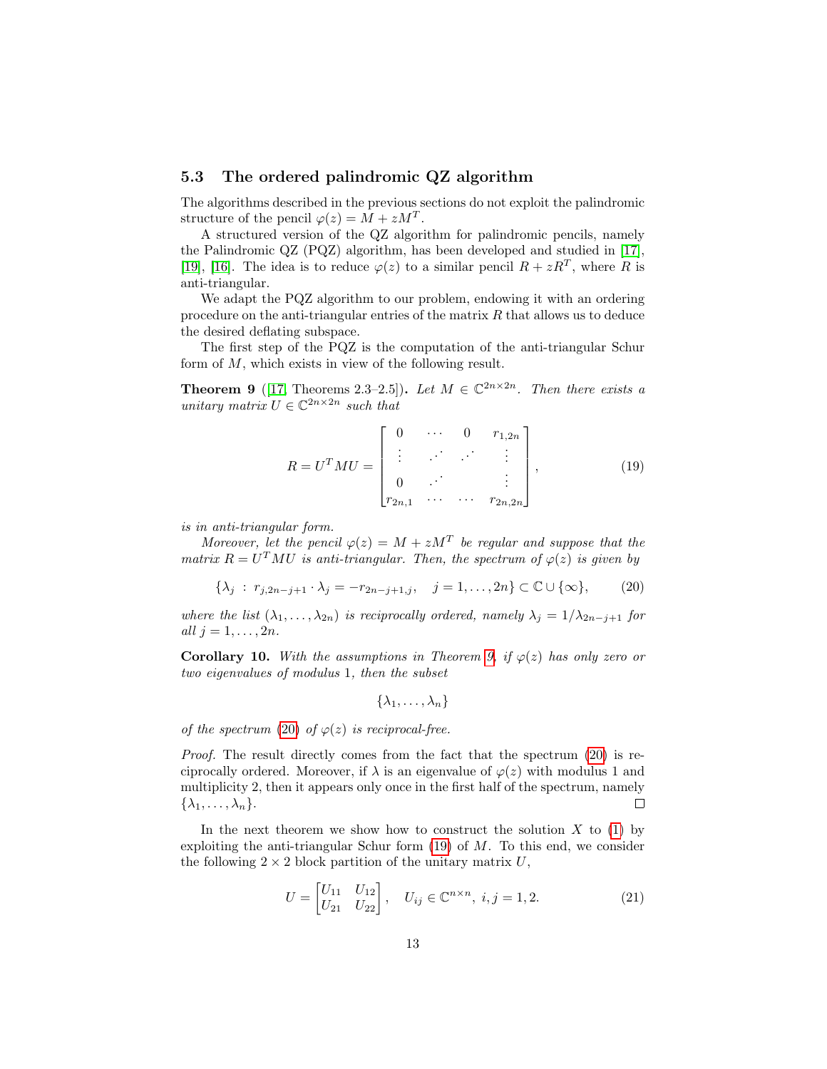### 5.3 The ordered palindromic QZ algorithm

The algorithms described in the previous sections do not exploit the palindromic structure of the pencil $\varphi(z) = M + zM^T$.

A structured version of the QZ algorithm for palindromic pencils, namely the Palindromic QZ (PQZ) algorithm, has been developed and studied in [17], [19], [16]. The idea is to reduce $\varphi(z)$ to a similar pencil $R + zR^T$, where $R$ is anti-triangular.

We adapt the PQZ algorithm to our problem, endowing it with an ordering procedure on the anti-triangular entries of the matrix $R$ that allows us to deduce the desired deflating subspace.

The first step of the PQZ is the computation of the anti-triangular Schur form of $M$, which exists in view of the following result.

**Theorem 9** ([17, Theorems 2.3–2.5])**.** *Let $M \in \mathbb{C}^{2n\times 2n}$. Then there exists a unitary matrix $U \in \mathbb{C}^{2n\times 2n}$ such that*

$$R = U^T M U = \begin{bmatrix} 0 & \cdots & 0 & r_{1,2n} \\ \vdots & \iddots & \iddots & \vdots \\ 0 & \iddots & & \vdots \\ r_{2n,1} & \cdots & \cdots & r_{2n,2n} \end{bmatrix}, \tag{19}$$

*is in anti-triangular form.*

*Moreover, let the pencil $\varphi(z) = M + zM^T$ be regular and suppose that the matrix $R = U^T M U$ is anti-triangular. Then, the spectrum of $\varphi(z)$ is given by*

$$\{\lambda_j \ : \ r_{j,2n-j+1} \cdot \lambda_j = -r_{2n-j+1,j}, \quad j = 1, \dots, 2n\} \subset \mathbb{C} \cup \{\infty\}, \tag{20}$$

*where the list $(\lambda_1, \dots, \lambda_{2n})$ is reciprocally ordered, namely $\lambda_j = 1/\lambda_{2n-j+1}$ for all $j = 1, \dots, 2n$.*

**Corollary 10.** *With the assumptions in Theorem 9, if $\varphi(z)$ has only zero or two eigenvalues of modulus 1, then the subset*

$$\{\lambda_1, \dots, \lambda_n\}$$

*of the spectrum (20) of $\varphi(z)$ is reciprocal-free.*

*Proof.* The result directly comes from the fact that the spectrum (20) is reciprocally ordered. Moreover, if $\lambda$ is an eigenvalue of $\varphi(z)$ with modulus 1 and multiplicity 2, then it appears only once in the first half of the spectrum, namely $\{\lambda_1, \dots, \lambda_n\}$. □

In the next theorem we show how to construct the solution $X$ to (1) by exploiting the anti-triangular Schur form (19) of $M$. To this end, we consider the following $2 \times 2$ block partition of the unitary matrix $U$,

$$U = \begin{bmatrix} U_{11} & U_{12} \\ U_{21} & U_{22} \end{bmatrix}, \quad U_{ij} \in \mathbb{C}^{n\times n}, \ i, j = 1, 2. \tag{21}$$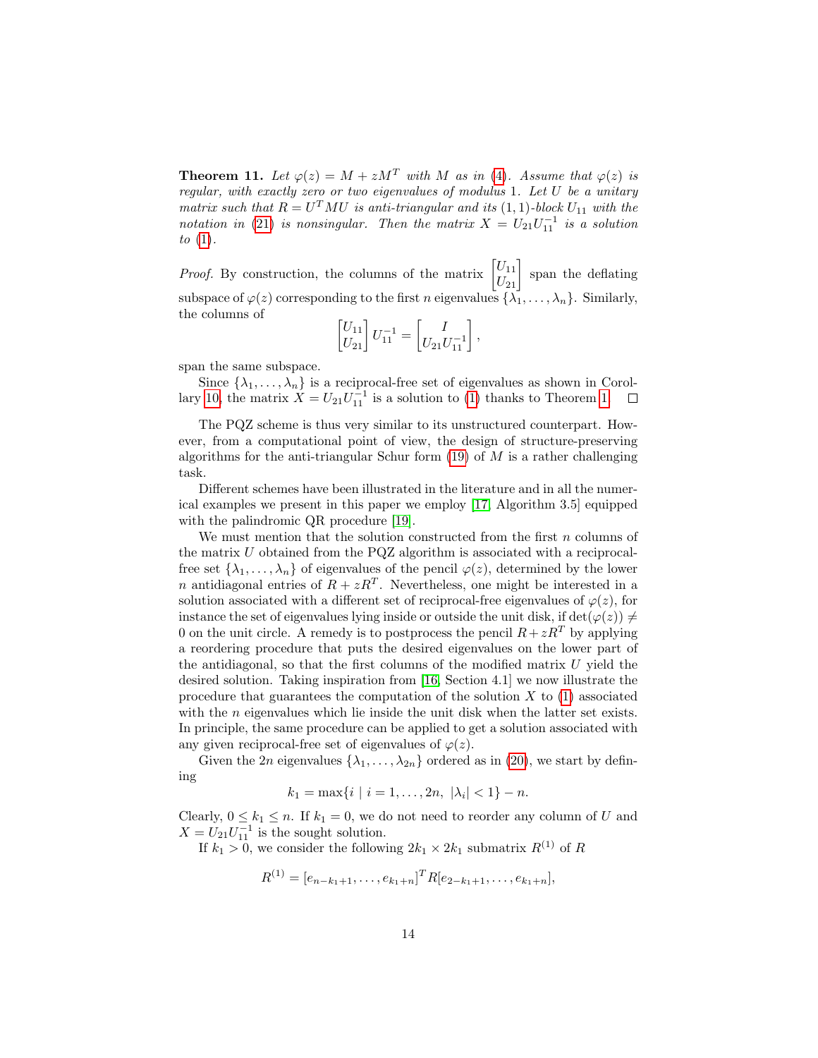**Theorem 11.** *Let $\varphi(z) = M + zM^T$ with $M$ as in (4). Assume that $\varphi(z)$ is regular, with exactly zero or two eigenvalues of modulus 1. Let $U$ be a unitary matrix such that $R = U^T M U$ is anti-triangular and its $(1,1)$-block $U_{11}$ with the notation in (21) is nonsingular. Then the matrix $X = U_{21}U_{11}^{-1}$ is a solution to (1).*

*Proof.* By construction, the columns of the matrix $\begin{bmatrix} U_{11} \\ U_{21} \end{bmatrix}$ span the deflating subspace of $\varphi(z)$ corresponding to the first $n$ eigenvalues $\{\lambda_1, \dots, \lambda_n\}$. Similarly, the columns of

$$\begin{bmatrix} U_{11} \\ U_{21} \end{bmatrix} U_{11}^{-1} = \begin{bmatrix} I \\ U_{21}U_{11}^{-1} \end{bmatrix},$$

span the same subspace.

Since $\{\lambda_1, \dots, \lambda_n\}$ is a reciprocal-free set of eigenvalues as shown in Corollary 10, the matrix $X = U_{21}U_{11}^{-1}$ is a solution to (1) thanks to Theorem 1. □

The PQZ scheme is thus very similar to its unstructured counterpart. However, from a computational point of view, the design of structure-preserving algorithms for the anti-triangular Schur form (19) of $M$ is a rather challenging task.

Different schemes have been illustrated in the literature and in all the numerical examples we present in this paper we employ [17, Algorithm 3.5] equipped with the palindromic QR procedure [19].

We must mention that the solution constructed from the first $n$ columns of the matrix $U$ obtained from the PQZ algorithm is associated with a reciprocal-free set $\{\lambda_1, \dots, \lambda_n\}$ of eigenvalues of the pencil $\varphi(z)$, determined by the lower $n$ antidiagonal entries of $R + zR^T$. Nevertheless, one might be interested in a solution associated with a different set of reciprocal-free eigenvalues of $\varphi(z)$, for instance the set of eigenvalues lying inside or outside the unit disk, if $\det(\varphi(z)) \neq 0$ on the unit circle. A remedy is to postprocess the pencil $R + zR^T$ by applying a reordering procedure that puts the desired eigenvalues on the lower part of the antidiagonal, so that the first columns of the modified matrix $U$ yield the desired solution. Taking inspiration from [16, Section 4.1] we now illustrate the procedure that guarantees the computation of the solution $X$ to (1) associated with the $n$ eigenvalues which lie inside the unit disk when the latter set exists. In principle, the same procedure can be applied to get a solution associated with any given reciprocal-free set of eigenvalues of $\varphi(z)$.

Given the $2n$ eigenvalues $\{\lambda_1, \dots, \lambda_{2n}\}$ ordered as in (20), we start by defining

$$k_1 = \max\{i \mid i = 1, \dots, 2n, \ |\lambda_i| < 1\} - n.$$

Clearly, $0 \leq k_1 \leq n$. If $k_1 = 0$, we do not need to reorder any column of $U$ and $X = U_{21}U_{11}^{-1}$ is the sought solution.

If $k_1 > 0$, we consider the following $2k_1 \times 2k_1$ submatrix $R^{(1)}$ of $R$

$$R^{(1)} = [e_{n-k_1+1}, \dots, e_{k_1+n}]^T R [e_{2-k_1+1}, \dots, e_{k_1+n}],$$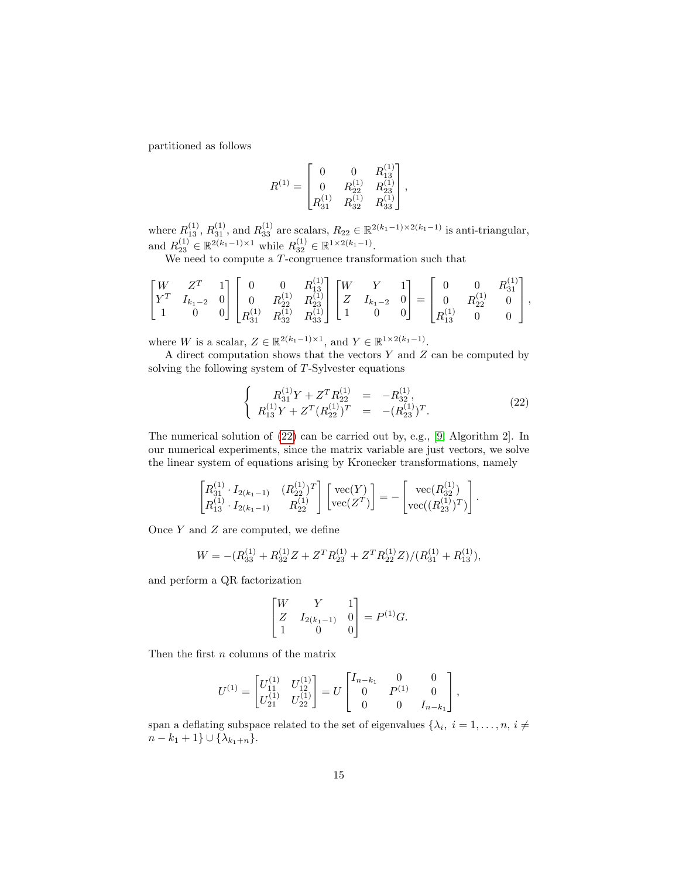partitioned as follows

$$R^{(1)} = \begin{bmatrix} 0 & 0 & R_{13}^{(1)} \\ 0 & R_{22}^{(1)} & R_{23}^{(1)} \\ R_{31}^{(1)} & R_{32}^{(1)} & R_{33}^{(1)} \end{bmatrix},$$

where $R_{13}^{(1)}$, $R_{31}^{(1)}$, and $R_{33}^{(1)}$ are scalars, $R_{22} \in \mathbb{R}^{2(k_1-1)\times 2(k_1-1)}$ is anti-triangular, and $R_{23}^{(1)} \in \mathbb{R}^{2(k_1-1)\times 1}$ while $R_{32}^{(1)} \in \mathbb{R}^{1\times 2(k_1-1)}$.

We need to compute a $T$-congruence transformation such that

$$\begin{bmatrix} W & Z^T & 1 \\ Y^T & I_{k_1-2} & 0 \\ 1 & 0 & 0 \end{bmatrix} \begin{bmatrix} 0 & 0 & R_{13}^{(1)} \\ 0 & R_{22}^{(1)} & R_{23}^{(1)} \\ R_{31}^{(1)} & R_{32}^{(1)} & R_{33}^{(1)} \end{bmatrix} \begin{bmatrix} W & Y & 1 \\ Z & I_{k_1-2} & 0 \\ 1 & 0 & 0 \end{bmatrix} = \begin{bmatrix} 0 & 0 & R_{31}^{(1)} \\ 0 & R_{22}^{(1)} & 0 \\ R_{13}^{(1)} & 0 & 0 \end{bmatrix},$$

where $W$ is a scalar, $Z \in \mathbb{R}^{2(k_1-1)\times 1}$, and $Y \in \mathbb{R}^{1\times 2(k_1-1)}$.

A direct computation shows that the vectors $Y$ and $Z$ can be computed by solving the following system of $T$-Sylvester equations

$$\left\{ \begin{array}{rcl} R_{31}^{(1)} Y + Z^T R_{22}^{(1)} & = & -R_{32}^{(1)}, \\ R_{13}^{(1)} Y + Z^T (R_{22}^{(1)})^T & = & -(R_{23}^{(1)})^T. \end{array} \right. \tag{22}$$

The numerical solution of (22) can be carried out by, e.g., [9, Algorithm 2]. In our numerical experiments, since the matrix variable are just vectors, we solve the linear system of equations arising by Kronecker transformations, namely

$$\begin{bmatrix} R_{31}^{(1)} \cdot I_{2(k_1-1)} & (R_{22}^{(1)})^T \\ R_{13}^{(1)} \cdot I_{2(k_1-1)} & R_{22}^{(1)} \end{bmatrix} \begin{bmatrix} \mathrm{vec}(Y) \\ \mathrm{vec}(Z^T) \end{bmatrix} = - \begin{bmatrix} \mathrm{vec}(R_{32}^{(1)}) \\ \mathrm{vec}((R_{23}^{(1)})^T) \end{bmatrix}.$$

Once $Y$ and $Z$ are computed, we define

$$W = -(R_{33}^{(1)} + R_{32}^{(1)} Z + Z^T R_{23}^{(1)} + Z^T R_{22}^{(1)} Z)/(R_{31}^{(1)} + R_{13}^{(1)}),$$

and perform a QR factorization

$$\begin{bmatrix} W & Y & 1 \\ Z & I_{2(k_1-1)} & 0 \\ 1 & 0 & 0 \end{bmatrix} = P^{(1)} G.$$

Then the first $n$ columns of the matrix

$$U^{(1)} = \begin{bmatrix} U_{11}^{(1)} & U_{12}^{(1)} \\ U_{21}^{(1)} & U_{22}^{(1)} \end{bmatrix} = U \begin{bmatrix} I_{n-k_1} & 0 & 0 \\ 0 & P^{(1)} & 0 \\ 0 & 0 & I_{n-k_1} \end{bmatrix},$$

span a deflating subspace related to the set of eigenvalues $\{\lambda_i,\ i = 1,\ldots,n,\ i \neq n-k_1+1\} \cup \{\lambda_{k_1+n}\}$.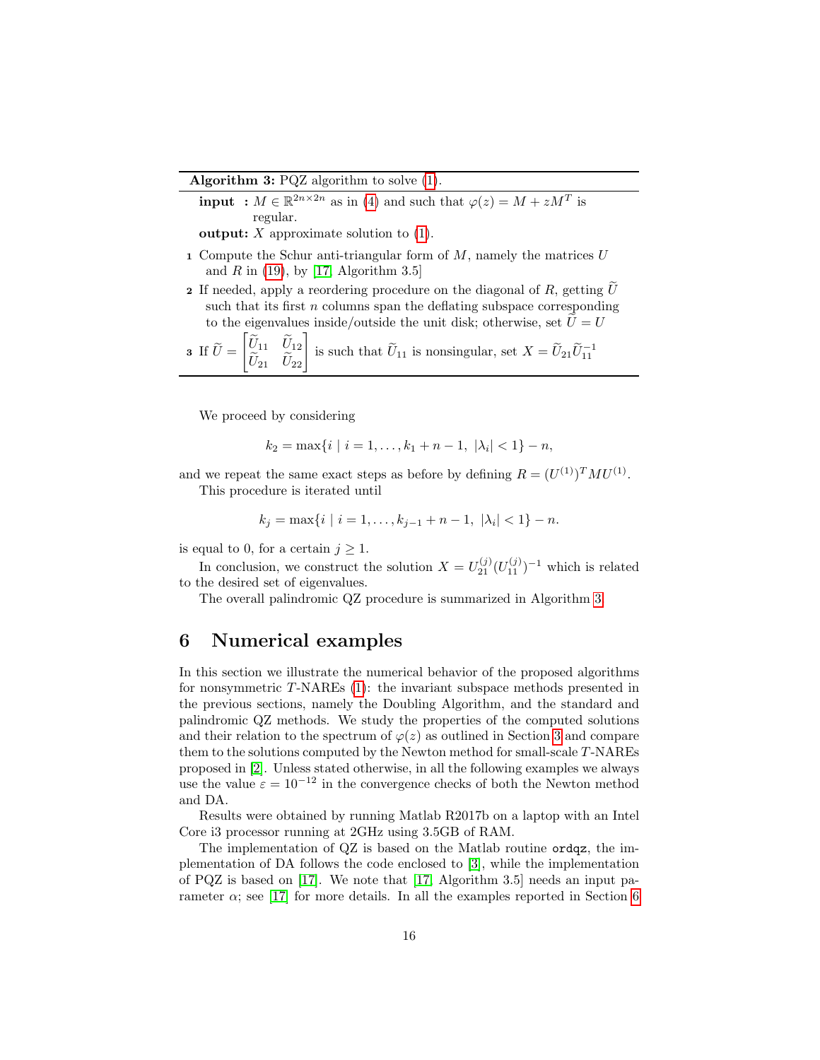**Algorithm 3:** PQZ algorithm to solve (1).

**input :** $M \in \mathbb{R}^{2n\times 2n}$ as in (4) and such that $\varphi(z) = M + zM^T$ is regular.

**output:** $X$ approximate solution to (1).

1. Compute the Schur anti-triangular form of $M$, namely the matrices $U$ and $R$ in (19), by [17, Algorithm 3.5]
2. If needed, apply a reordering procedure on the diagonal of $R$, getting $\widetilde{U}$ such that its first $n$ columns span the deflating subspace corresponding to the eigenvalues inside/outside the unit disk; otherwise, set $\widetilde{U} = U$
3. If $\widetilde{U} = \begin{bmatrix} \widetilde{U}_{11} & \widetilde{U}_{12} \\ \widetilde{U}_{21} & \widetilde{U}_{22} \end{bmatrix}$ is such that $\widetilde{U}_{11}$ is nonsingular, set $X = \widetilde{U}_{21}\widetilde{U}_{11}^{-1}$

We proceed by considering

$$k_2 = \max\{i \mid i = 1, \dots, k_1 + n - 1, \ |\lambda_i| < 1\} - n,$$

and we repeat the same exact steps as before by defining $R = (U^{(1)})^T M U^{(1)}$.

This procedure is iterated until

$$k_j = \max\{i \mid i = 1, \dots, k_{j-1} + n - 1, \ |\lambda_i| < 1\} - n.$$

is equal to 0, for a certain $j \geq 1$.

In conclusion, we construct the solution $X = U_{21}^{(j)}(U_{11}^{(j)})^{-1}$ which is related to the desired set of eigenvalues.

The overall palindromic QZ procedure is summarized in Algorithm 3.

# 6 Numerical examples

In this section we illustrate the numerical behavior of the proposed algorithms for nonsymmetric $T$-NAREs (1): the invariant subspace methods presented in the previous sections, namely the Doubling Algorithm, and the standard and palindromic QZ methods. We study the properties of the computed solutions and their relation to the spectrum of $\varphi(z)$ as outlined in Section 3 and compare them to the solutions computed by the Newton method for small-scale $T$-NAREs proposed in [2]. Unless stated otherwise, in all the following examples we always use the value $\varepsilon = 10^{-12}$ in the convergence checks of both the Newton method and DA.

Results were obtained by running Matlab R2017b on a laptop with an Intel Core i3 processor running at 2GHz using 3.5GB of RAM.

The implementation of QZ is based on the Matlab routine `ordqz`, the implementation of DA follows the code enclosed to [3], while the implementation of PQZ is based on [17]. We note that [17, Algorithm 3.5] needs an input parameter $\alpha$; see [17] for more details. In all the examples reported in Section 6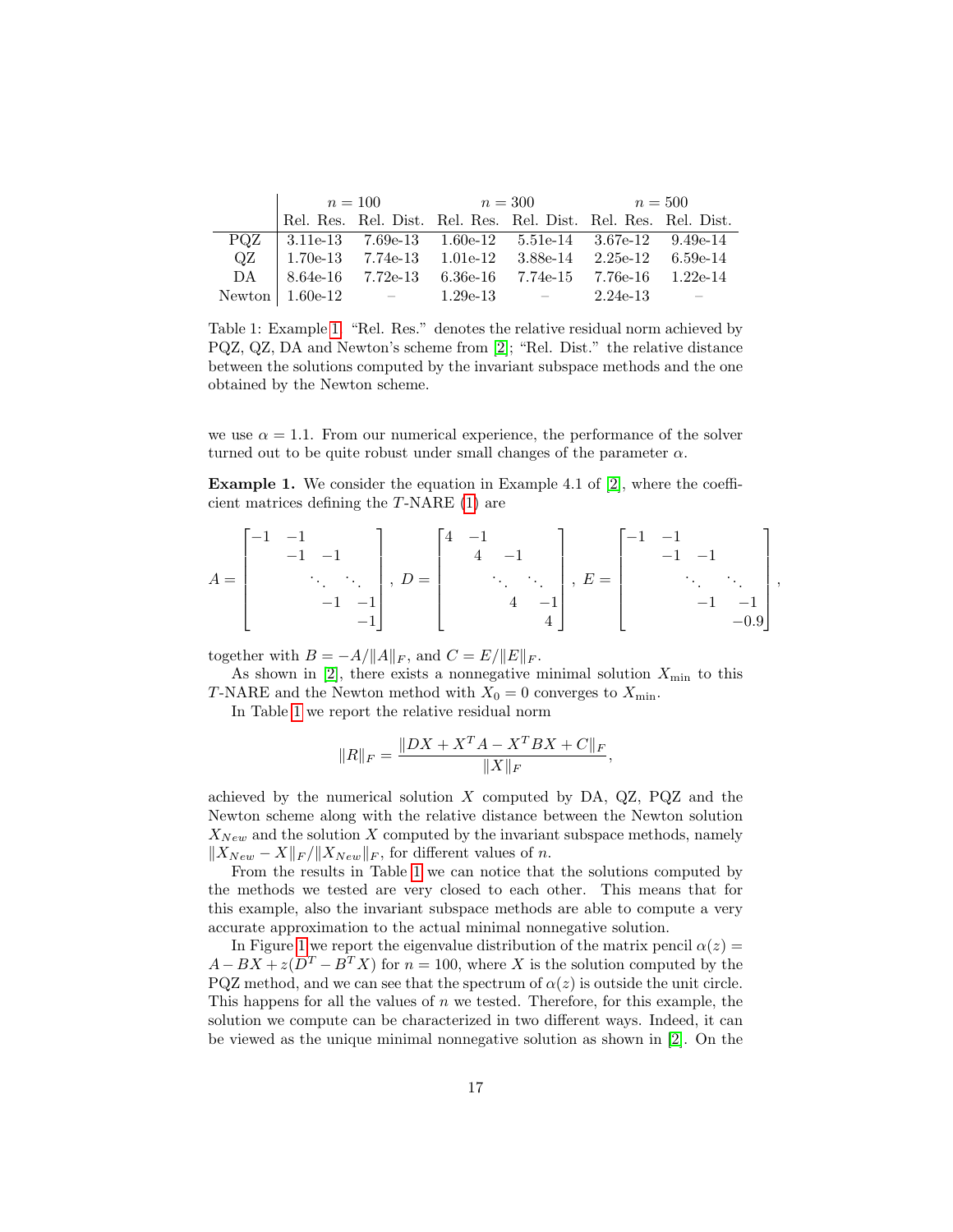| | $n = 100$ | | $n = 300$ | | $n = 500$ | |
|---|---|---|---|---|---|---|
| | Rel. Res. | Rel. Dist. | Rel. Res. | Rel. Dist. | Rel. Res. | Rel. Dist. |
| PQZ | 3.11e-13 | 7.69e-13 | 1.60e-12 | 5.51e-14 | 3.67e-12 | 9.49e-14 |
| QZ | 1.70e-13 | 7.74e-13 | 1.01e-12 | 3.88e-14 | 2.25e-12 | 6.59e-14 |
| DA | 8.64e-16 | 7.72e-13 | 6.36e-16 | 7.74e-15 | 7.76e-16 | 1.22e-14 |
| Newton | 1.60e-12 | – | 1.29e-13 | – | 2.24e-13 | – |

Table 1: Example 1. “Rel. Res.” denotes the relative residual norm achieved by PQZ, QZ, DA and Newton's scheme from [2]; “Rel. Dist.” the relative distance between the solutions computed by the invariant subspace methods and the one obtained by the Newton scheme.

we use $\alpha = 1.1$. From our numerical experience, the performance of the solver turned out to be quite robust under small changes of the parameter $\alpha$.

**Example 1.** We consider the equation in Example 4.1 of [2], where the coefficient matrices defining the $T$-NARE (1) are

$$A = \begin{bmatrix} -1 & -1 & & & \\ & -1 & -1 & & \\ & & \ddots & \ddots & \\ & & & -1 & -1 \\ & & & & -1 \end{bmatrix}, \; D = \begin{bmatrix} 4 & -1 & & & \\ & 4 & -1 & & \\ & & \ddots & \ddots & \\ & & & 4 & -1 \\ & & & & 4 \end{bmatrix}, \; E = \begin{bmatrix} -1 & -1 & & & \\ & -1 & -1 & & \\ & & \ddots & \ddots & \\ & & & -1 & -1 \\ & & & & -0.9 \end{bmatrix},$$

together with $B = -A/\|A\|_F$, and $C = E/\|E\|_F$.

As shown in [2], there exists a nonnegative minimal solution $X_{\min}$ to this $T$-NARE and the Newton method with $X_0 = 0$ converges to $X_{\min}$.

In Table 1 we report the relative residual norm

$$\|R\|_F = \frac{\|DX + X^T A - X^T BX + C\|_F}{\|X\|_F},$$

achieved by the numerical solution $X$ computed by DA, QZ, PQZ and the Newton scheme along with the relative distance between the Newton solution $X_{New}$ and the solution $X$ computed by the invariant subspace methods, namely $\|X_{New} - X\|_F/\|X_{New}\|_F$, for different values of $n$.

From the results in Table 1 we can notice that the solutions computed by the methods we tested are very closed to each other. This means that for this example, also the invariant subspace methods are able to compute a very accurate approximation to the actual minimal nonnegative solution.

In Figure 1 we report the eigenvalue distribution of the matrix pencil $\alpha(z) = A - BX + z(D^T - B^T X)$ for $n = 100$, where $X$ is the solution computed by the PQZ method, and we can see that the spectrum of $\alpha(z)$ is outside the unit circle. This happens for all the values of $n$ we tested. Therefore, for this example, the solution we compute can be characterized in two different ways. Indeed, it can be viewed as the unique minimal nonnegative solution as shown in [2]. On the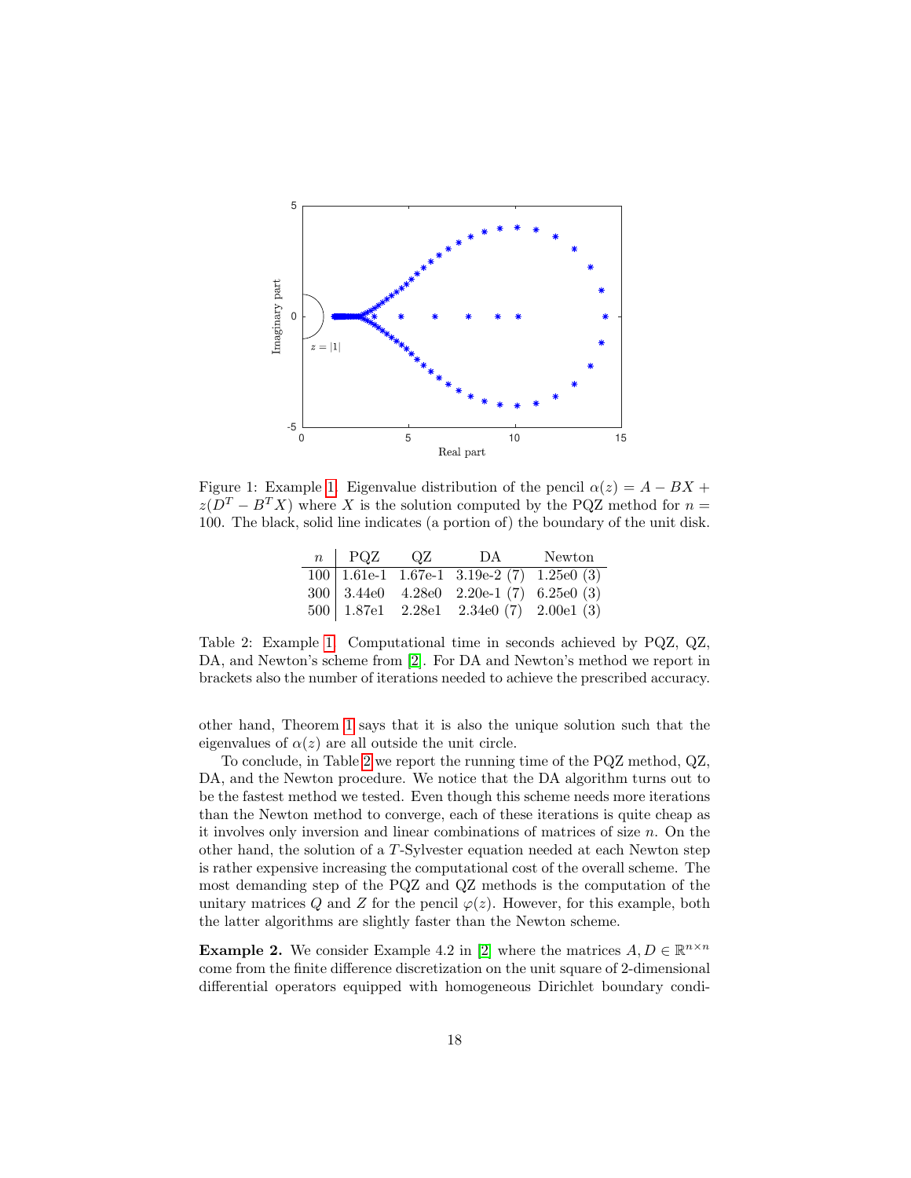Figure 1: Example 1. Eigenvalue distribution of the pencil $\alpha(z) = A - BX + z(D^T - B^T X)$ where $X$ is the solution computed by the PQZ method for $n = 100$. The black, solid line indicates (a portion of) the boundary of the unit disk.

| $n$ | PQZ | QZ | DA | Newton |
|---|---|---|---|---|
| 100 | 1.61e-1 | 1.67e-1 | 3.19e-2 (7) | 1.25e0 (3) |
| 300 | 3.44e0 | 4.28e0 | 2.20e-1 (7) | 6.25e0 (3) |
| 500 | 1.87e1 | 2.28e1 | 2.34e0 (7) | 2.00e1 (3) |

Table 2: Example 1. Computational time in seconds achieved by PQZ, QZ, DA, and Newton's scheme from [2]. For DA and Newton's method we report in brackets also the number of iterations needed to achieve the prescribed accuracy.

other hand, Theorem 1 says that it is also the unique solution such that the eigenvalues of $\alpha(z)$ are all outside the unit circle.

To conclude, in Table 2 we report the running time of the PQZ method, QZ, DA, and the Newton procedure. We notice that the DA algorithm turns out to be the fastest method we tested. Even though this scheme needs more iterations than the Newton method to converge, each of these iterations is quite cheap as it involves only inversion and linear combinations of matrices of size $n$. On the other hand, the solution of a $T$-Sylvester equation needed at each Newton step is rather expensive increasing the computational cost of the overall scheme. The most demanding step of the PQZ and QZ methods is the computation of the unitary matrices $Q$ and $Z$ for the pencil $\varphi(z)$. However, for this example, both the latter algorithms are slightly faster than the Newton scheme.

**Example 2.** We consider Example 4.2 in [2] where the matrices $A, D \in \mathbb{R}^{n\times n}$ come from the finite difference discretization on the unit square of 2-dimensional differential operators equipped with homogeneous Dirichlet boundary condi-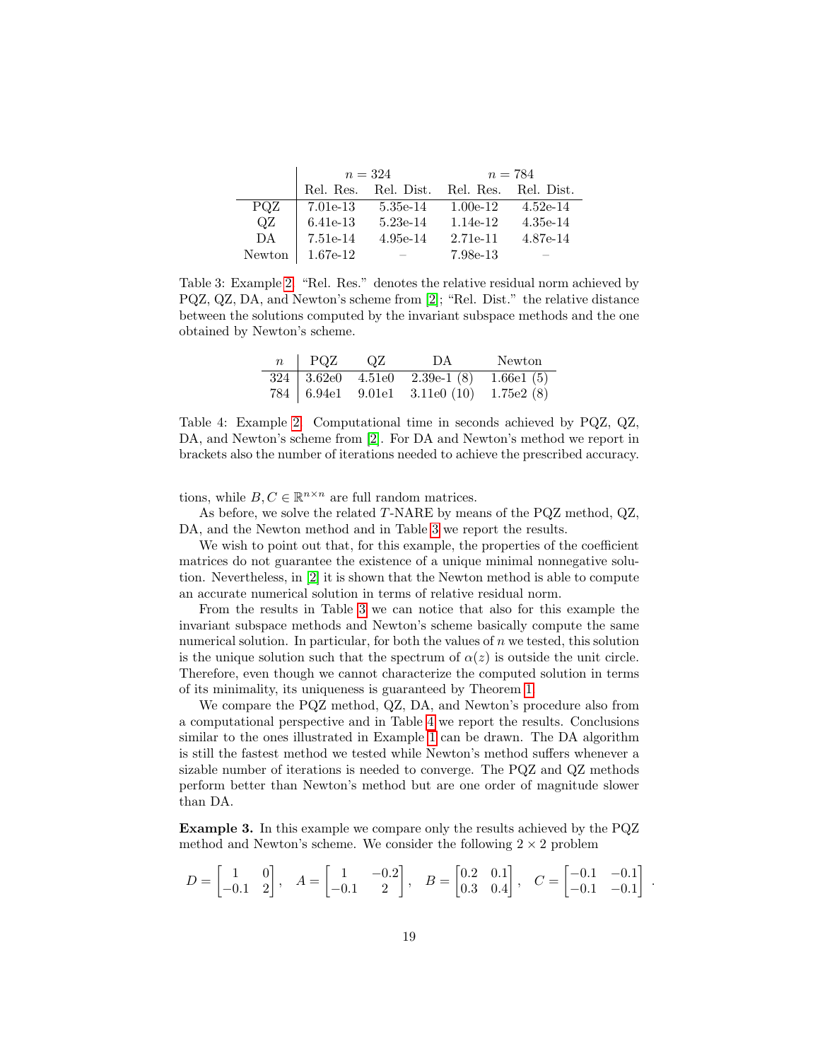| | $n = 324$ | | $n = 784$ | |
|---|---|---|---|---|
| | Rel. Res. | Rel. Dist. | Rel. Res. | Rel. Dist. |
| PQZ | 7.01e-13 | 5.35e-14 | 1.00e-12 | 4.52e-14 |
| QZ | 6.41e-13 | 5.23e-14 | 1.14e-12 | 4.35e-14 |
| DA | 7.51e-14 | 4.95e-14 | 2.71e-11 | 4.87e-14 |
| Newton | 1.67e-12 | – | 7.98e-13 | – |

Table 3: Example 2. “Rel. Res.” denotes the relative residual norm achieved by PQZ, QZ, DA, and Newton's scheme from [2]; “Rel. Dist.” the relative distance between the solutions computed by the invariant subspace methods and the one obtained by Newton's scheme.

| $n$ | PQZ | QZ | DA | Newton |
|---|---|---|---|---|
| 324 | 3.62e0 | 4.51e0 | 2.39e-1 (8) | 1.66e1 (5) |
| 784 | 6.94e1 | 9.01e1 | 3.11e0 (10) | 1.75e2 (8) |

Table 4: Example 2. Computational time in seconds achieved by PQZ, QZ, DA, and Newton's scheme from [2]. For DA and Newton's method we report in brackets also the number of iterations needed to achieve the prescribed accuracy.

tions, while $B, C \in \mathbb{R}^{n\times n}$ are full random matrices.

As before, we solve the related $T$-NARE by means of the PQZ method, QZ, DA, and the Newton method and in Table 3 we report the results.

We wish to point out that, for this example, the properties of the coefficient matrices do not guarantee the existence of a unique minimal nonnegative solution. Nevertheless, in [2] it is shown that the Newton method is able to compute an accurate numerical solution in terms of relative residual norm.

From the results in Table 3 we can notice that also for this example the invariant subspace methods and Newton's scheme basically compute the same numerical solution. In particular, for both the values of $n$ we tested, this solution is the unique solution such that the spectrum of $\alpha(z)$ is outside the unit circle. Therefore, even though we cannot characterize the computed solution in terms of its minimality, its uniqueness is guaranteed by Theorem 1.

We compare the PQZ method, QZ, DA, and Newton's procedure also from a computational perspective and in Table 4 we report the results. Conclusions similar to the ones illustrated in Example 1 can be drawn. The DA algorithm is still the fastest method we tested while Newton's method suffers whenever a sizable number of iterations is needed to converge. The PQZ and QZ methods perform better than Newton's method but are one order of magnitude slower than DA.

**Example 3.** In this example we compare only the results achieved by the PQZ method and Newton's scheme. We consider the following $2 \times 2$ problem

$$D = \begin{bmatrix} 1 & 0 \\ -0.1 & 2 \end{bmatrix}, \quad A = \begin{bmatrix} 1 & -0.2 \\ -0.1 & 2 \end{bmatrix}, \quad B = \begin{bmatrix} 0.2 & 0.1 \\ 0.3 & 0.4 \end{bmatrix}, \quad C = \begin{bmatrix} -0.1 & -0.1 \\ -0.1 & -0.1 \end{bmatrix}.$$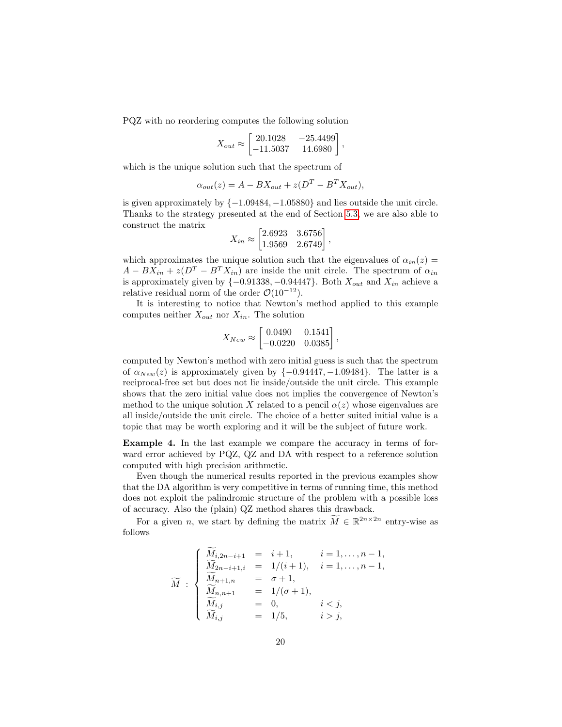PQZ with no reordering computes the following solution

$$X_{out} \approx \begin{bmatrix} 20.1028 & -25.4499 \\ -11.5037 & 14.6980 \end{bmatrix},$$

which is the unique solution such that the spectrum of

$$\alpha_{out}(z) = A - BX_{out} + z(D^T - B^T X_{out}),$$

is given approximately by $\{-1.09484, -1.05880\}$ and lies outside the unit circle. Thanks to the strategy presented at the end of Section 5.3, we are also able to construct the matrix

$$X_{in} \approx \begin{bmatrix} 2.6923 & 3.6756 \\ 1.9569 & 2.6749 \end{bmatrix},$$

which approximates the unique solution such that the eigenvalues of $\alpha_{in}(z) = A - BX_{in} + z(D^T - B^T X_{in})$ are inside the unit circle. The spectrum of $\alpha_{in}$ is approximately given by $\{-0.91338, -0.94447\}$. Both $X_{out}$ and $X_{in}$ achieve a relative residual norm of the order $\mathcal{O}(10^{-12})$.

It is interesting to notice that Newton's method applied to this example computes neither $X_{out}$ nor $X_{in}$. The solution

$$X_{New} \approx \begin{bmatrix} 0.0490 & 0.1541 \\ -0.0220 & 0.0385 \end{bmatrix},$$

computed by Newton's method with zero initial guess is such that the spectrum of $\alpha_{New}(z)$ is approximately given by $\{-0.94447, -1.09484\}$. The latter is a reciprocal-free set but does not lie inside/outside the unit circle. This example shows that the zero initial value does not implies the convergence of Newton's method to the unique solution $X$ related to a pencil $\alpha(z)$ whose eigenvalues are all inside/outside the unit circle. The choice of a better suited initial value is a topic that may be worth exploring and it will be the subject of future work.

**Example 4.** In the last example we compare the accuracy in terms of forward error achieved by PQZ, QZ and DA with respect to a reference solution computed with high precision arithmetic.

Even though the numerical results reported in the previous examples show that the DA algorithm is very competitive in terms of running time, this method does not exploit the palindromic structure of the problem with a possible loss of accuracy. Also the (plain) QZ method shares this drawback.

For a given $n$, we start by defining the matrix $\widetilde{M} \in \mathbb{R}^{2n \times 2n}$ entry-wise as follows

$$\widetilde{M} \; : \; \begin{cases} \widetilde{M}_{i,2n-i+1} & = & i+1, & i = 1, \ldots, n-1, \\ \widetilde{M}_{2n-i+1,i} & = & 1/(i+1), & i = 1, \ldots, n-1, \\ \widetilde{M}_{n+1,n} & = & \sigma + 1, & \\ \widetilde{M}_{n,n+1} & = & 1/(\sigma+1), & \\ \widetilde{M}_{i,j} & = & 0, & i < j, \\ \widetilde{M}_{i,j} & = & 1/5, & i > j, \end{cases}$$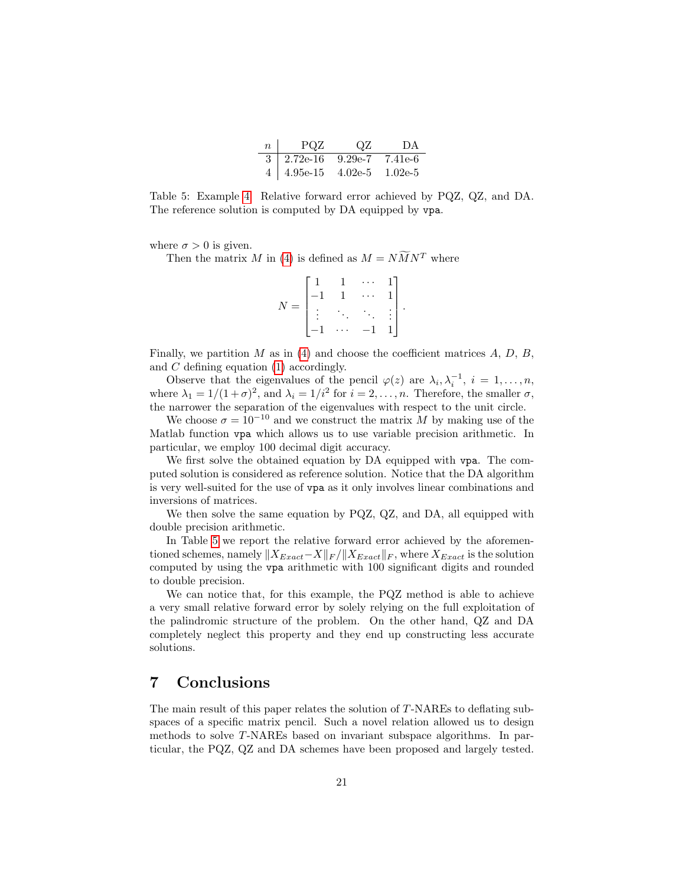| $n$ | PQZ | QZ | DA |
|---|---|---|---|
| 3 | 2.72e-16 | 9.29e-7 | 7.41e-6 |
| 4 | 4.95e-15 | 4.02e-5 | 1.02e-5 |

Table 5: Example 4. Relative forward error achieved by PQZ, QZ, and DA. The reference solution is computed by DA equipped by `vpa`.

where $\sigma > 0$ is given.

Then the matrix $M$ in (4) is defined as $M = N\widetilde{M}N^T$ where

$$N = \begin{bmatrix} 1 & 1 & \cdots & 1 \\ -1 & 1 & \cdots & 1 \\ \vdots & \ddots & \ddots & \vdots \\ -1 & \cdots & -1 & 1 \end{bmatrix}.$$

Finally, we partition $M$ as in (4) and choose the coefficient matrices $A$, $D$, $B$, and $C$ defining equation (1) accordingly.

Observe that the eigenvalues of the pencil $\varphi(z)$ are $\lambda_i, \lambda_i^{-1}$, $i = 1, \ldots, n$, where $\lambda_1 = 1/(1+\sigma)^2$, and $\lambda_i = 1/i^2$ for $i = 2, \ldots, n$. Therefore, the smaller $\sigma$, the narrower the separation of the eigenvalues with respect to the unit circle.

We choose $\sigma = 10^{-10}$ and we construct the matrix $M$ by making use of the Matlab function `vpa` which allows us to use variable precision arithmetic. In particular, we employ 100 decimal digit accuracy.

We first solve the obtained equation by DA equipped with `vpa`. The computed solution is considered as reference solution. Notice that the DA algorithm is very well-suited for the use of `vpa` as it only involves linear combinations and inversions of matrices.

We then solve the same equation by PQZ, QZ, and DA, all equipped with double precision arithmetic.

In Table 5 we report the relative forward error achieved by the aforementioned schemes, namely $\|X_{Exact} - X\|_F / \|X_{Exact}\|_F$, where $X_{Exact}$ is the solution computed by using the `vpa` arithmetic with 100 significant digits and rounded to double precision.

We can notice that, for this example, the PQZ method is able to achieve a very small relative forward error by solely relying on the full exploitation of the palindromic structure of the problem. On the other hand, QZ and DA completely neglect this property and they end up constructing less accurate solutions.

# 7 Conclusions

The main result of this paper relates the solution of $T$-NAREs to deflating subspaces of a specific matrix pencil. Such a novel relation allowed us to design methods to solve $T$-NAREs based on invariant subspace algorithms. In particular, the PQZ, QZ and DA schemes have been proposed and largely tested.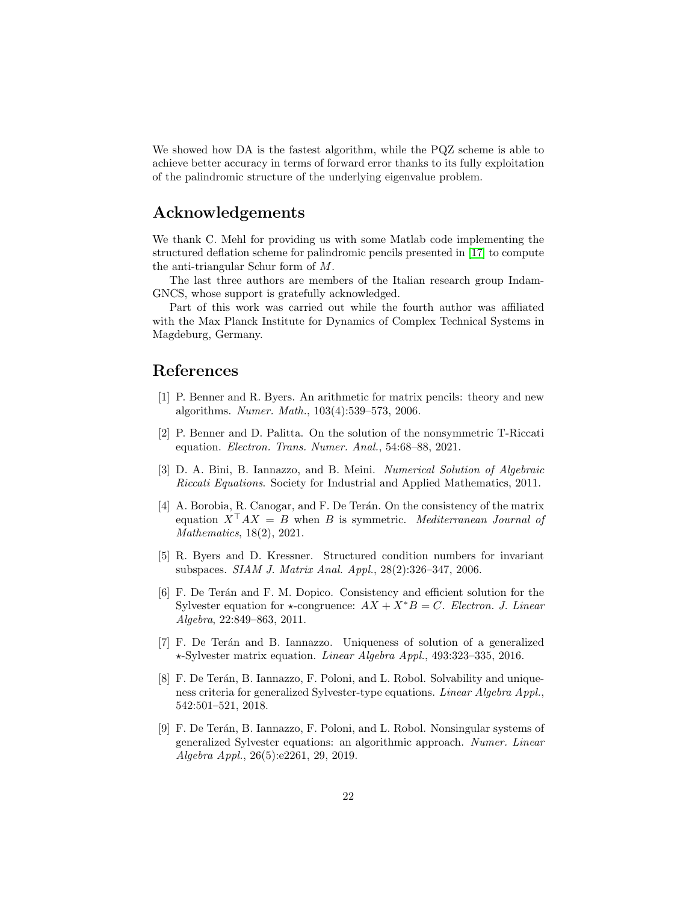We showed how DA is the fastest algorithm, while the PQZ scheme is able to achieve better accuracy in terms of forward error thanks to its fully exploitation of the palindromic structure of the underlying eigenvalue problem.

## Acknowledgements

We thank C. Mehl for providing us with some Matlab code implementing the structured deflation scheme for palindromic pencils presented in [17] to compute the anti-triangular Schur form of $M$.

The last three authors are members of the Italian research group Indam-GNCS, whose support is gratefully acknowledged.

Part of this work was carried out while the fourth author was affiliated with the Max Planck Institute for Dynamics of Complex Technical Systems in Magdeburg, Germany.

## References

[1] P. Benner and R. Byers. An arithmetic for matrix pencils: theory and new algorithms. *Numer. Math.*, 103(4):539–573, 2006.

[2] P. Benner and D. Palitta. On the solution of the nonsymmetric T-Riccati equation. *Electron. Trans. Numer. Anal.*, 54:68–88, 2021.

[3] D. A. Bini, B. Iannazzo, and B. Meini. *Numerical Solution of Algebraic Riccati Equations*. Society for Industrial and Applied Mathematics, 2011.

[4] A. Borobia, R. Canogar, and F. De Terán. On the consistency of the matrix equation $X^\top AX = B$ when $B$ is symmetric. *Mediterranean Journal of Mathematics*, 18(2), 2021.

[5] R. Byers and D. Kressner. Structured condition numbers for invariant subspaces. *SIAM J. Matrix Anal. Appl.*, 28(2):326–347, 2006.

[6] F. De Terán and F. M. Dopico. Consistency and efficient solution for the Sylvester equation for $\star$-congruence: $AX + X^*B = C$. *Electron. J. Linear Algebra*, 22:849–863, 2011.

[7] F. De Terán and B. Iannazzo. Uniqueness of solution of a generalized $\star$-Sylvester matrix equation. *Linear Algebra Appl.*, 493:323–335, 2016.

[8] F. De Terán, B. Iannazzo, F. Poloni, and L. Robol. Solvability and uniqueness criteria for generalized Sylvester-type equations. *Linear Algebra Appl.*, 542:501–521, 2018.

[9] F. De Terán, B. Iannazzo, F. Poloni, and L. Robol. Nonsingular systems of generalized Sylvester equations: an algorithmic approach. *Numer. Linear Algebra Appl.*, 26(5):e2261, 29, 2019.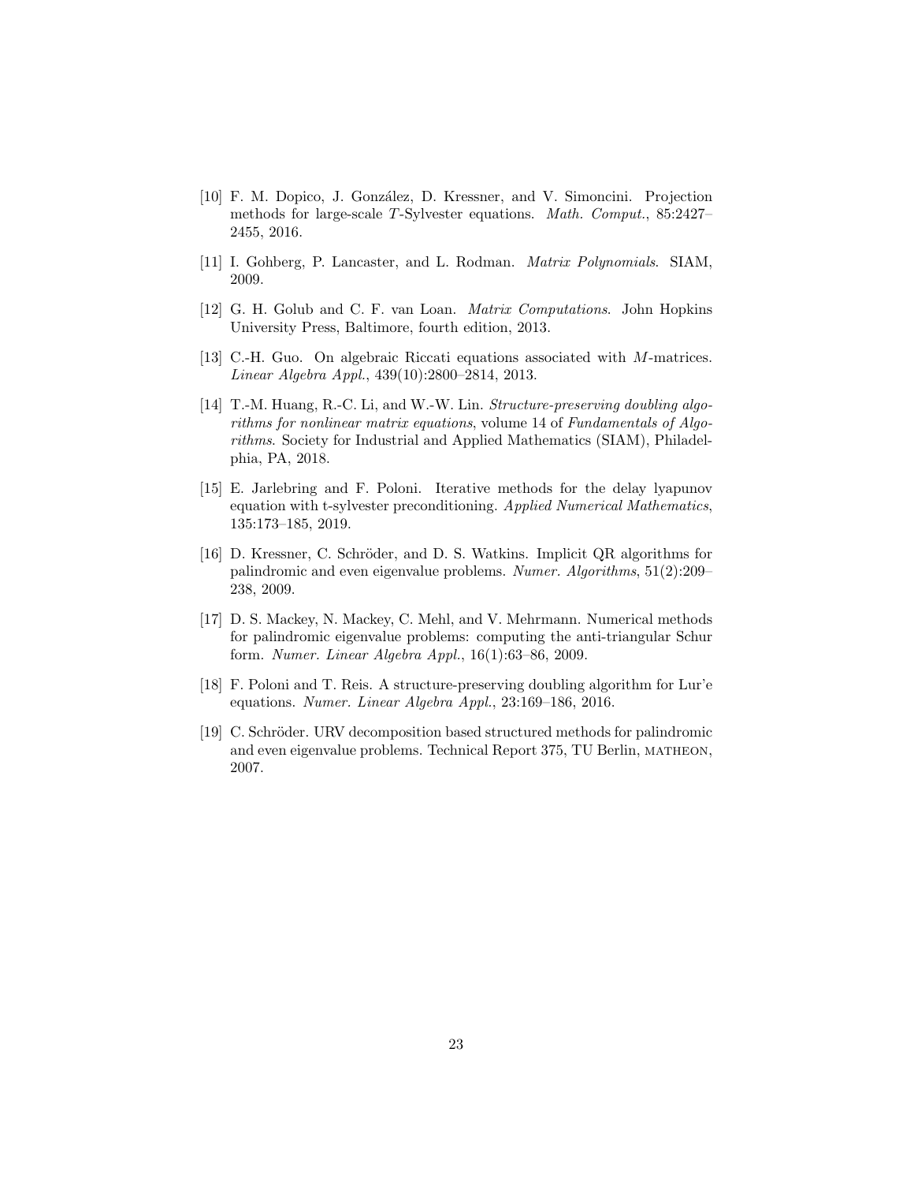[10] F. M. Dopico, J. González, D. Kressner, and V. Simoncini. Projection methods for large-scale $T$-Sylvester equations. *Math. Comput.*, 85:2427–2455, 2016.

[11] I. Gohberg, P. Lancaster, and L. Rodman. *Matrix Polynomials*. SIAM, 2009.

[12] G. H. Golub and C. F. van Loan. *Matrix Computations*. John Hopkins University Press, Baltimore, fourth edition, 2013.

[13] C.-H. Guo. On algebraic Riccati equations associated with $M$-matrices. *Linear Algebra Appl.*, 439(10):2800–2814, 2013.

[14] T.-M. Huang, R.-C. Li, and W.-W. Lin. *Structure-preserving doubling algorithms for nonlinear matrix equations*, volume 14 of *Fundamentals of Algorithms*. Society for Industrial and Applied Mathematics (SIAM), Philadelphia, PA, 2018.

[15] E. Jarlebring and F. Poloni. Iterative methods for the delay lyapunov equation with t-sylvester preconditioning. *Applied Numerical Mathematics*, 135:173–185, 2019.

[16] D. Kressner, C. Schröder, and D. S. Watkins. Implicit QR algorithms for palindromic and even eigenvalue problems. *Numer. Algorithms*, 51(2):209–238, 2009.

[17] D. S. Mackey, N. Mackey, C. Mehl, and V. Mehrmann. Numerical methods for palindromic eigenvalue problems: computing the anti-triangular Schur form. *Numer. Linear Algebra Appl.*, 16(1):63–86, 2009.

[18] F. Poloni and T. Reis. A structure-preserving doubling algorithm for Lur'e equations. *Numer. Linear Algebra Appl.*, 23:169–186, 2016.

[19] C. Schröder. URV decomposition based structured methods for palindromic and even eigenvalue problems. Technical Report 375, TU Berlin, MATHEON, 2007.